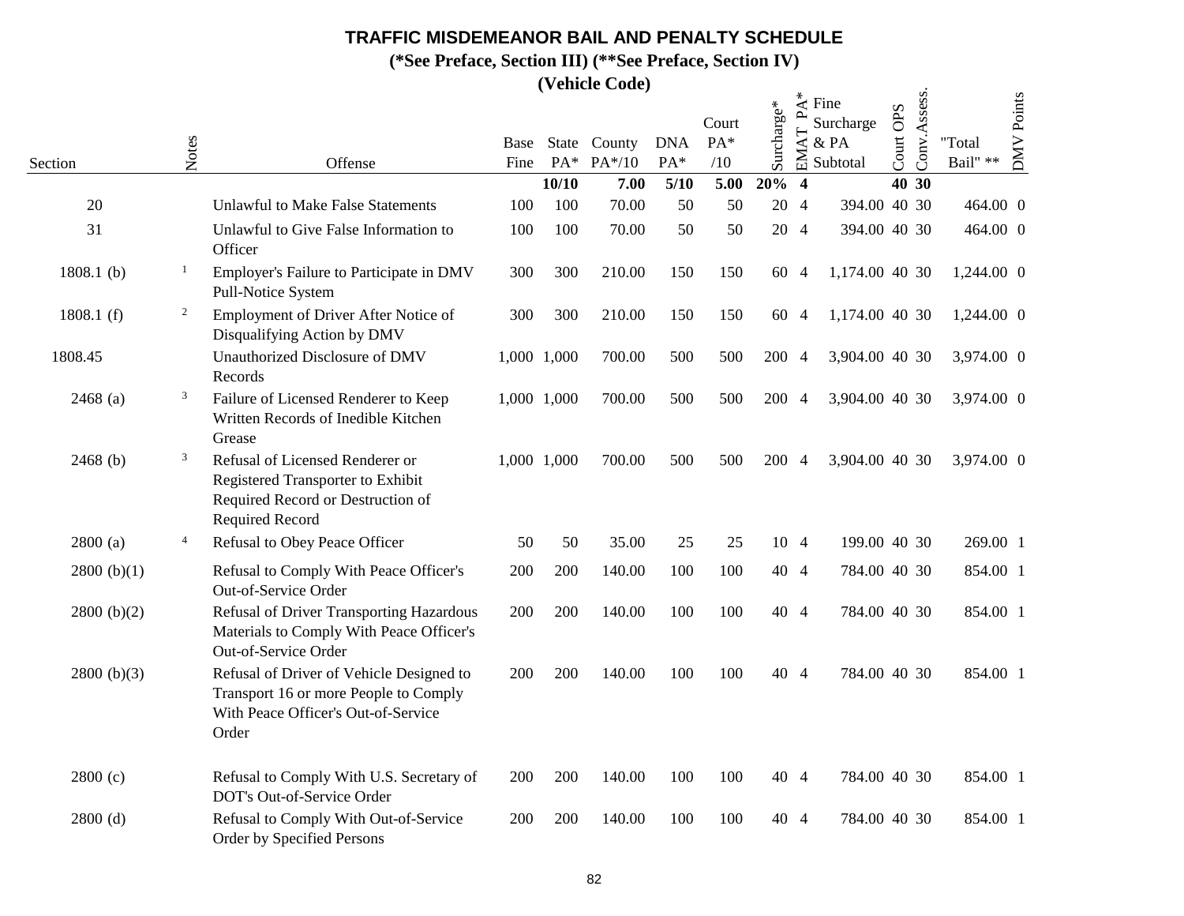# TRAFFIC MISDEMEANOR BAIL AND PENALTY SCHEDULE

**(*See Preface, Section III) (**See Preface, Section IV)**

**(Vehicle Code)**

| Section | Notes | Offense | Base Fine | State PA* | County PA*/10 | DNA PA* | Court PA* /10 | Surcharge* | EMAT PA* | Fine Surcharge & PA Subtotal | Court OPS | Conv.Assess. | "Total Bail" ** | DMV Points |
|---|---|---|---|---|---|---|---|---|---|---|---|---|---|---|
| | | | | **10/10** | **7.00** | **5/10** | **5.00** | **20%** | **4** | | **40** | **30** | | |
| 20 | | Unlawful to Make False Statements | 100 | 100 | 70.00 | 50 | 50 | 20 | 4 | 394.00 | 40 | 30 | 464.00 | 0 |
| 31 | | Unlawful to Give False Information to Officer | 100 | 100 | 70.00 | 50 | 50 | 20 | 4 | 394.00 | 40 | 30 | 464.00 | 0 |
| 1808.1 (b) | 1 | Employer's Failure to Participate in DMV Pull-Notice System | 300 | 300 | 210.00 | 150 | 150 | 60 | 4 | 1,174.00 | 40 | 30 | 1,244.00 | 0 |
| 1808.1 (f) | 2 | Employment of Driver After Notice of Disqualifying Action by DMV | 300 | 300 | 210.00 | 150 | 150 | 60 | 4 | 1,174.00 | 40 | 30 | 1,244.00 | 0 |
| 1808.45 | | Unauthorized Disclosure of DMV Records | 1,000 | 1,000 | 700.00 | 500 | 500 | 200 | 4 | 3,904.00 | 40 | 30 | 3,974.00 | 0 |
| 2468 (a) | 3 | Failure of Licensed Renderer to Keep Written Records of Inedible Kitchen Grease | 1,000 | 1,000 | 700.00 | 500 | 500 | 200 | 4 | 3,904.00 | 40 | 30 | 3,974.00 | 0 |
| 2468 (b) | 3 | Refusal of Licensed Renderer or Registered Transporter to Exhibit Required Record or Destruction of Required Record | 1,000 | 1,000 | 700.00 | 500 | 500 | 200 | 4 | 3,904.00 | 40 | 30 | 3,974.00 | 0 |
| 2800 (a) | 4 | Refusal to Obey Peace Officer | 50 | 50 | 35.00 | 25 | 25 | 10 | 4 | 199.00 | 40 | 30 | 269.00 | 1 |
| 2800 (b)(1) | | Refusal to Comply With Peace Officer's Out-of-Service Order | 200 | 200 | 140.00 | 100 | 100 | 40 | 4 | 784.00 | 40 | 30 | 854.00 | 1 |
| 2800 (b)(2) | | Refusal of Driver Transporting Hazardous Materials to Comply With Peace Officer's Out-of-Service Order | 200 | 200 | 140.00 | 100 | 100 | 40 | 4 | 784.00 | 40 | 30 | 854.00 | 1 |
| 2800 (b)(3) | | Refusal of Driver of Vehicle Designed to Transport 16 or more People to Comply With Peace Officer's Out-of-Service Order | 200 | 200 | 140.00 | 100 | 100 | 40 | 4 | 784.00 | 40 | 30 | 854.00 | 1 |
| 2800 (c) | | Refusal to Comply With U.S. Secretary of DOT's Out-of-Service Order | 200 | 200 | 140.00 | 100 | 100 | 40 | 4 | 784.00 | 40 | 30 | 854.00 | 1 |
| 2800 (d) | | Refusal to Comply With Out-of-Service Order by Specified Persons | 200 | 200 | 140.00 | 100 | 100 | 40 | 4 | 784.00 | 40 | 30 | 854.00 | 1 |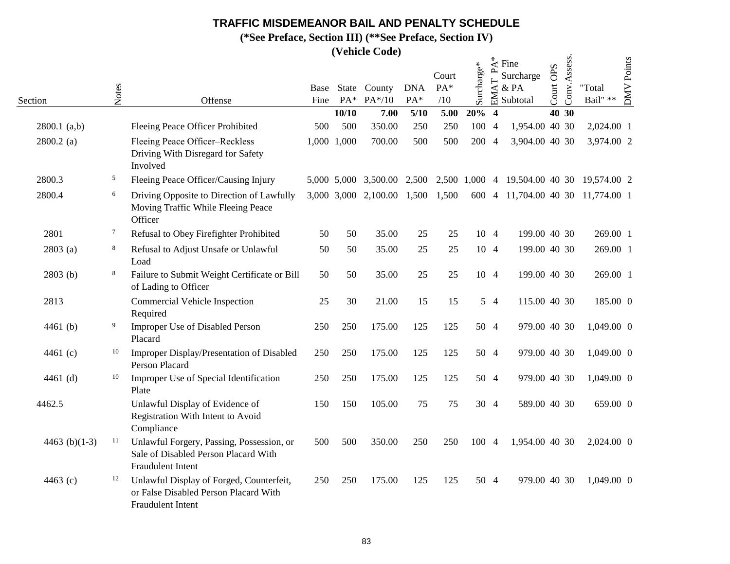# TRAFFIC MISDEMEANOR BAIL AND PENALTY SCHEDULE

**(*See Preface, Section III) (**See Preface, Section IV)**

**(Vehicle Code)**

| Section | Notes | Offense | Base Fine | State PA* | County PA*/10 | DNA PA* | Court PA* /10 | Surcharge* | EMAT PA* | Fine Surcharge & PA Subtotal | Court OPS | Conv.Assess. | "Total Bail" ** | DMV Points |
|---|---|---|---|---|---|---|---|---|---|---|---|---|---|---|
| | | | | **10/10** | **7.00** | **5/10** | **5.00** | **20%** | **4** | | **40** | **30** | | |
| 2800.1 (a,b) | | Fleeing Peace Officer Prohibited | 500 | 500 | 350.00 | 250 | 250 | 100 | 4 | 1,954.00 | 40 | 30 | 2,024.00 | 1 |
| 2800.2 (a) | | Fleeing Peace Officer–Reckless Driving With Disregard for Safety Involved | 1,000 | 1,000 | 700.00 | 500 | 500 | 200 | 4 | 3,904.00 | 40 | 30 | 3,974.00 | 2 |
| 2800.3 | 5 | Fleeing Peace Officer/Causing Injury | 5,000 | 5,000 | 3,500.00 | 2,500 | 2,500 | 1,000 | 4 | 19,504.00 | 40 | 30 | 19,574.00 | 2 |
| 2800.4 | 6 | Driving Opposite to Direction of Lawfully Moving Traffic While Fleeing Peace Officer | 3,000 | 3,000 | 2,100.00 | 1,500 | 1,500 | 600 | 4 | 11,704.00 | 40 | 30 | 11,774.00 | 1 |
| 2801 | 7 | Refusal to Obey Firefighter Prohibited | 50 | 50 | 35.00 | 25 | 25 | 10 | 4 | 199.00 | 40 | 30 | 269.00 | 1 |
| 2803 (a) | 8 | Refusal to Adjust Unsafe or Unlawful Load | 50 | 50 | 35.00 | 25 | 25 | 10 | 4 | 199.00 | 40 | 30 | 269.00 | 1 |
| 2803 (b) | 8 | Failure to Submit Weight Certificate or Bill of Lading to Officer | 50 | 50 | 35.00 | 25 | 25 | 10 | 4 | 199.00 | 40 | 30 | 269.00 | 1 |
| 2813 | | Commercial Vehicle Inspection Required | 25 | 30 | 21.00 | 15 | 15 | 5 | 4 | 115.00 | 40 | 30 | 185.00 | 0 |
| 4461 (b) | 9 | Improper Use of Disabled Person Placard | 250 | 250 | 175.00 | 125 | 125 | 50 | 4 | 979.00 | 40 | 30 | 1,049.00 | 0 |
| 4461 (c) | 10 | Improper Display/Presentation of Disabled Person Placard | 250 | 250 | 175.00 | 125 | 125 | 50 | 4 | 979.00 | 40 | 30 | 1,049.00 | 0 |
| 4461 (d) | 10 | Improper Use of Special Identification Plate | 250 | 250 | 175.00 | 125 | 125 | 50 | 4 | 979.00 | 40 | 30 | 1,049.00 | 0 |
| 4462.5 | | Unlawful Display of Evidence of Registration With Intent to Avoid Compliance | 150 | 150 | 105.00 | 75 | 75 | 30 | 4 | 589.00 | 40 | 30 | 659.00 | 0 |
| 4463 (b)(1-3) | 11 | Unlawful Forgery, Passing, Possession, or Sale of Disabled Person Placard With Fraudulent Intent | 500 | 500 | 350.00 | 250 | 250 | 100 | 4 | 1,954.00 | 40 | 30 | 2,024.00 | 0 |
| 4463 (c) | 12 | Unlawful Display of Forged, Counterfeit, or False Disabled Person Placard With Fraudulent Intent | 250 | 250 | 175.00 | 125 | 125 | 50 | 4 | 979.00 | 40 | 30 | 1,049.00 | 0 |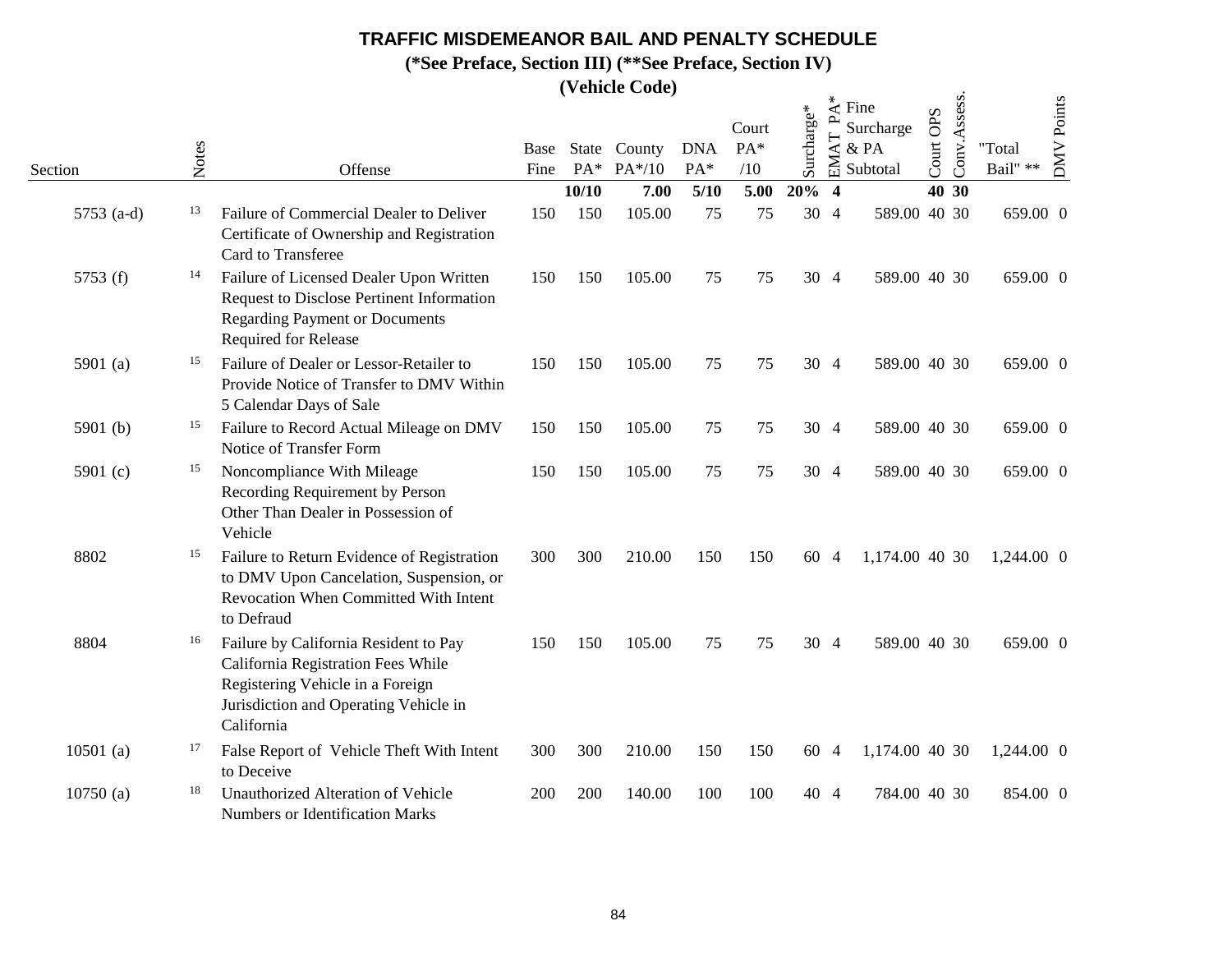# TRAFFIC MISDEMEANOR BAIL AND PENALTY SCHEDULE

**(*See Preface, Section III) (**See Preface, Section IV)**

**(Vehicle Code)**

| Section | Notes | Offense | Base Fine | State PA* | County PA*/10 | DNA PA* | Court PA* /10 | Surcharge* | EMAT PA* | Fine Surcharge & PA Subtotal | Court OPS | Conv.Assess. | "Total Bail" ** | DMV Points |
|---|---|---|---|---|---|---|---|---|---|---|---|---|---|---|
| | | | | **10/10** | **7.00** | **5/10** | **5.00** | **20%** | **4** | | **40** | **30** | | |
| 5753 (a-d) | 13 | Failure of Commercial Dealer to Deliver Certificate of Ownership and Registration Card to Transferee | 150 | 150 | 105.00 | 75 | 75 | 30 | 4 | 589.00 | 40 | 30 | 659.00 | 0 |
| 5753 (f) | 14 | Failure of Licensed Dealer Upon Written Request to Disclose Pertinent Information Regarding Payment or Documents Required for Release | 150 | 150 | 105.00 | 75 | 75 | 30 | 4 | 589.00 | 40 | 30 | 659.00 | 0 |
| 5901 (a) | 15 | Failure of Dealer or Lessor-Retailer to Provide Notice of Transfer to DMV Within 5 Calendar Days of Sale | 150 | 150 | 105.00 | 75 | 75 | 30 | 4 | 589.00 | 40 | 30 | 659.00 | 0 |
| 5901 (b) | 15 | Failure to Record Actual Mileage on DMV Notice of Transfer Form | 150 | 150 | 105.00 | 75 | 75 | 30 | 4 | 589.00 | 40 | 30 | 659.00 | 0 |
| 5901 (c) | 15 | Noncompliance With Mileage Recording Requirement by Person Other Than Dealer in Possession of Vehicle | 150 | 150 | 105.00 | 75 | 75 | 30 | 4 | 589.00 | 40 | 30 | 659.00 | 0 |
| 8802 | 15 | Failure to Return Evidence of Registration to DMV Upon Cancelation, Suspension, or Revocation When Committed With Intent to Defraud | 300 | 300 | 210.00 | 150 | 150 | 60 | 4 | 1,174.00 | 40 | 30 | 1,244.00 | 0 |
| 8804 | 16 | Failure by California Resident to Pay California Registration Fees While Registering Vehicle in a Foreign Jurisdiction and Operating Vehicle in California | 150 | 150 | 105.00 | 75 | 75 | 30 | 4 | 589.00 | 40 | 30 | 659.00 | 0 |
| 10501 (a) | 17 | False Report of Vehicle Theft With Intent to Deceive | 300 | 300 | 210.00 | 150 | 150 | 60 | 4 | 1,174.00 | 40 | 30 | 1,244.00 | 0 |
| 10750 (a) | 18 | Unauthorized Alteration of Vehicle Numbers or Identification Marks | 200 | 200 | 140.00 | 100 | 100 | 40 | 4 | 784.00 | 40 | 30 | 854.00 | 0 |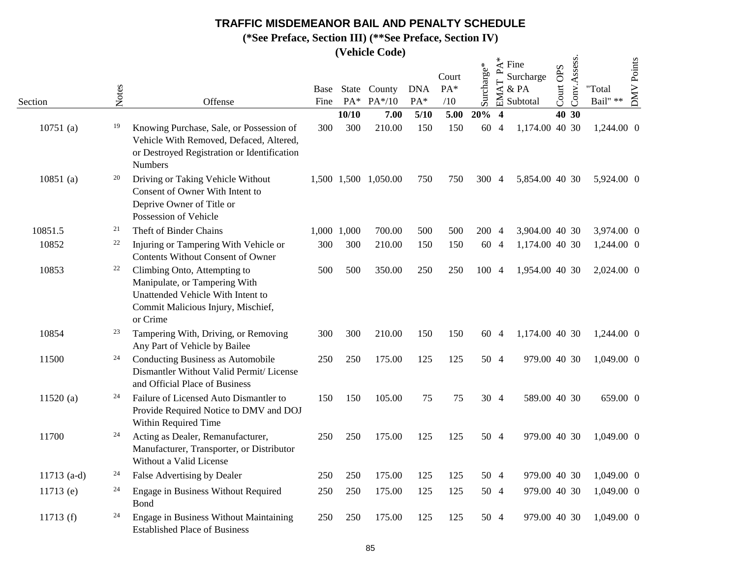# TRAFFIC MISDEMEANOR BAIL AND PENALTY SCHEDULE

**(*See Preface, Section III) (**See Preface, Section IV)**

**(Vehicle Code)**

| Section | Notes | Offense | Base Fine | State PA* | County PA*/10 | DNA PA* | Court PA* /10 | Surcharge* | EMAT PA* | Fine Surcharge & PA Subtotal | Court OPS | Conv.Assess. | "Total Bail" ** | DMV Points |
|---|---|---|---|---|---|---|---|---|---|---|---|---|---|---|
| | | | | **10/10** | **7.00** | **5/10** | **5.00** | **20%** | **4** | | **40** | **30** | | |
| 10751 (a) | 19 | Knowing Purchase, Sale, or Possession of Vehicle With Removed, Defaced, Altered, or Destroyed Registration or Identification Numbers | 300 | 300 | 210.00 | 150 | 150 | 60 | 4 | 1,174.00 | 40 | 30 | 1,244.00 | 0 |
| 10851 (a) | 20 | Driving or Taking Vehicle Without Consent of Owner With Intent to Deprive Owner of Title or Possession of Vehicle | 1,500 | 1,500 | 1,050.00 | 750 | 750 | 300 | 4 | 5,854.00 | 40 | 30 | 5,924.00 | 0 |
| 10851.5 | 21 | Theft of Binder Chains | 1,000 | 1,000 | 700.00 | 500 | 500 | 200 | 4 | 3,904.00 | 40 | 30 | 3,974.00 | 0 |
| 10852 | 22 | Injuring or Tampering With Vehicle or Contents Without Consent of Owner | 300 | 300 | 210.00 | 150 | 150 | 60 | 4 | 1,174.00 | 40 | 30 | 1,244.00 | 0 |
| 10853 | 22 | Climbing Onto, Attempting to Manipulate, or Tampering With Unattended Vehicle With Intent to Commit Malicious Injury, Mischief, or Crime | 500 | 500 | 350.00 | 250 | 250 | 100 | 4 | 1,954.00 | 40 | 30 | 2,024.00 | 0 |
| 10854 | 23 | Tampering With, Driving, or Removing Any Part of Vehicle by Bailee | 300 | 300 | 210.00 | 150 | 150 | 60 | 4 | 1,174.00 | 40 | 30 | 1,244.00 | 0 |
| 11500 | 24 | Conducting Business as Automobile Dismantler Without Valid Permit/ License and Official Place of Business | 250 | 250 | 175.00 | 125 | 125 | 50 | 4 | 979.00 | 40 | 30 | 1,049.00 | 0 |
| 11520 (a) | 24 | Failure of Licensed Auto Dismantler to Provide Required Notice to DMV and DOJ Within Required Time | 150 | 150 | 105.00 | 75 | 75 | 30 | 4 | 589.00 | 40 | 30 | 659.00 | 0 |
| 11700 | 24 | Acting as Dealer, Remanufacturer, Manufacturer, Transporter, or Distributor Without a Valid License | 250 | 250 | 175.00 | 125 | 125 | 50 | 4 | 979.00 | 40 | 30 | 1,049.00 | 0 |
| 11713 (a-d) | 24 | False Advertising by Dealer | 250 | 250 | 175.00 | 125 | 125 | 50 | 4 | 979.00 | 40 | 30 | 1,049.00 | 0 |
| 11713 (e) | 24 | Engage in Business Without Required Bond | 250 | 250 | 175.00 | 125 | 125 | 50 | 4 | 979.00 | 40 | 30 | 1,049.00 | 0 |
| 11713 (f) | 24 | Engage in Business Without Maintaining Established Place of Business | 250 | 250 | 175.00 | 125 | 125 | 50 | 4 | 979.00 | 40 | 30 | 1,049.00 | 0 |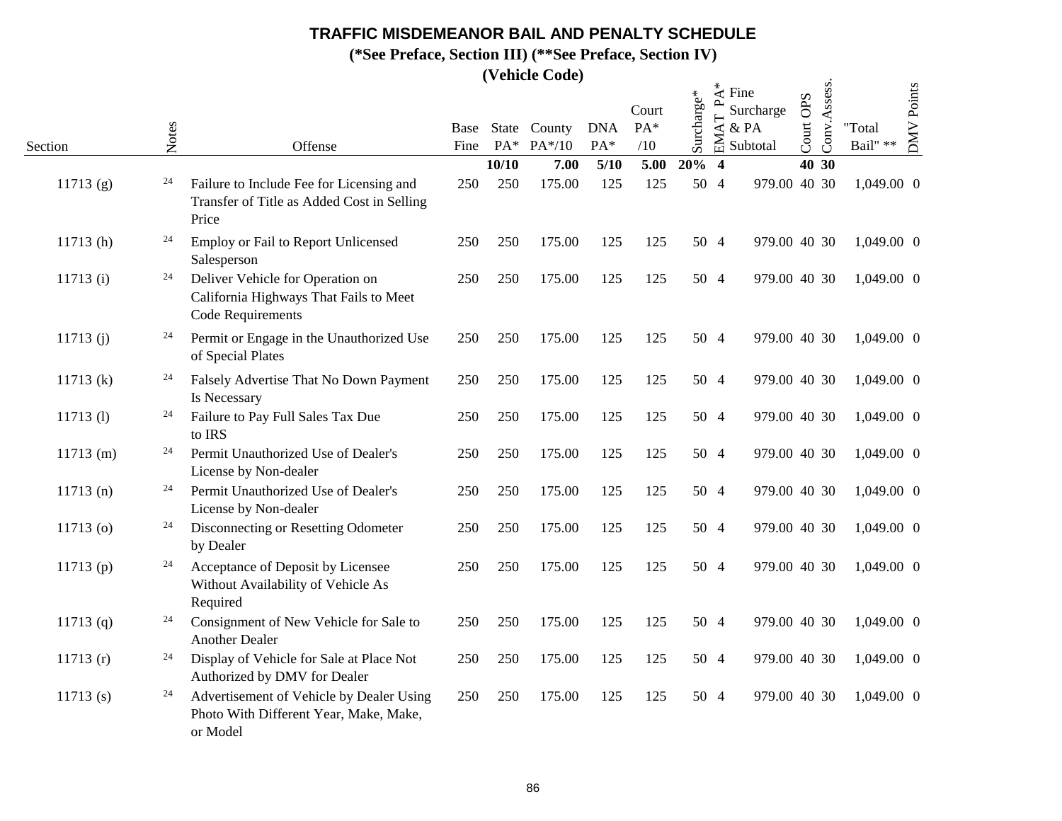# TRAFFIC MISDEMEANOR BAIL AND PENALTY SCHEDULE

**(*See Preface, Section III) (**See Preface, Section IV)**

**(Vehicle Code)**

| Section | Notes | Offense | Base Fine | State PA* | County PA*/10 | DNA PA* | Court PA* /10 | Surcharge* | EMAT PA* | Fine Surcharge & PA Subtotal | Court OPS | Conv.Assess. | "Total Bail" ** | DMV Points |
|---|---|---|---|---|---|---|---|---|---|---|---|---|---|---|
| | | | | **10/10** | **7.00** | **5/10** | **5.00** | **20%** | **4** | | **40** | **30** | | |
| 11713 (g) | 24 | Failure to Include Fee for Licensing and Transfer of Title as Added Cost in Selling Price | 250 | 250 | 175.00 | 125 | 125 | 50 | 4 | 979.00 | 40 | 30 | 1,049.00 | 0 |
| 11713 (h) | 24 | Employ or Fail to Report Unlicensed Salesperson | 250 | 250 | 175.00 | 125 | 125 | 50 | 4 | 979.00 | 40 | 30 | 1,049.00 | 0 |
| 11713 (i) | 24 | Deliver Vehicle for Operation on California Highways That Fails to Meet Code Requirements | 250 | 250 | 175.00 | 125 | 125 | 50 | 4 | 979.00 | 40 | 30 | 1,049.00 | 0 |
| 11713 (j) | 24 | Permit or Engage in the Unauthorized Use of Special Plates | 250 | 250 | 175.00 | 125 | 125 | 50 | 4 | 979.00 | 40 | 30 | 1,049.00 | 0 |
| 11713 (k) | 24 | Falsely Advertise That No Down Payment Is Necessary | 250 | 250 | 175.00 | 125 | 125 | 50 | 4 | 979.00 | 40 | 30 | 1,049.00 | 0 |
| 11713 (l) | 24 | Failure to Pay Full Sales Tax Due to IRS | 250 | 250 | 175.00 | 125 | 125 | 50 | 4 | 979.00 | 40 | 30 | 1,049.00 | 0 |
| 11713 (m) | 24 | Permit Unauthorized Use of Dealer's License by Non-dealer | 250 | 250 | 175.00 | 125 | 125 | 50 | 4 | 979.00 | 40 | 30 | 1,049.00 | 0 |
| 11713 (n) | 24 | Permit Unauthorized Use of Dealer's License by Non-dealer | 250 | 250 | 175.00 | 125 | 125 | 50 | 4 | 979.00 | 40 | 30 | 1,049.00 | 0 |
| 11713 (o) | 24 | Disconnecting or Resetting Odometer by Dealer | 250 | 250 | 175.00 | 125 | 125 | 50 | 4 | 979.00 | 40 | 30 | 1,049.00 | 0 |
| 11713 (p) | 24 | Acceptance of Deposit by Licensee Without Availability of Vehicle As Required | 250 | 250 | 175.00 | 125 | 125 | 50 | 4 | 979.00 | 40 | 30 | 1,049.00 | 0 |
| 11713 (q) | 24 | Consignment of New Vehicle for Sale to Another Dealer | 250 | 250 | 175.00 | 125 | 125 | 50 | 4 | 979.00 | 40 | 30 | 1,049.00 | 0 |
| 11713 (r) | 24 | Display of Vehicle for Sale at Place Not Authorized by DMV for Dealer | 250 | 250 | 175.00 | 125 | 125 | 50 | 4 | 979.00 | 40 | 30 | 1,049.00 | 0 |
| 11713 (s) | 24 | Advertisement of Vehicle by Dealer Using Photo With Different Year, Make, Make, or Model | 250 | 250 | 175.00 | 125 | 125 | 50 | 4 | 979.00 | 40 | 30 | 1,049.00 | 0 |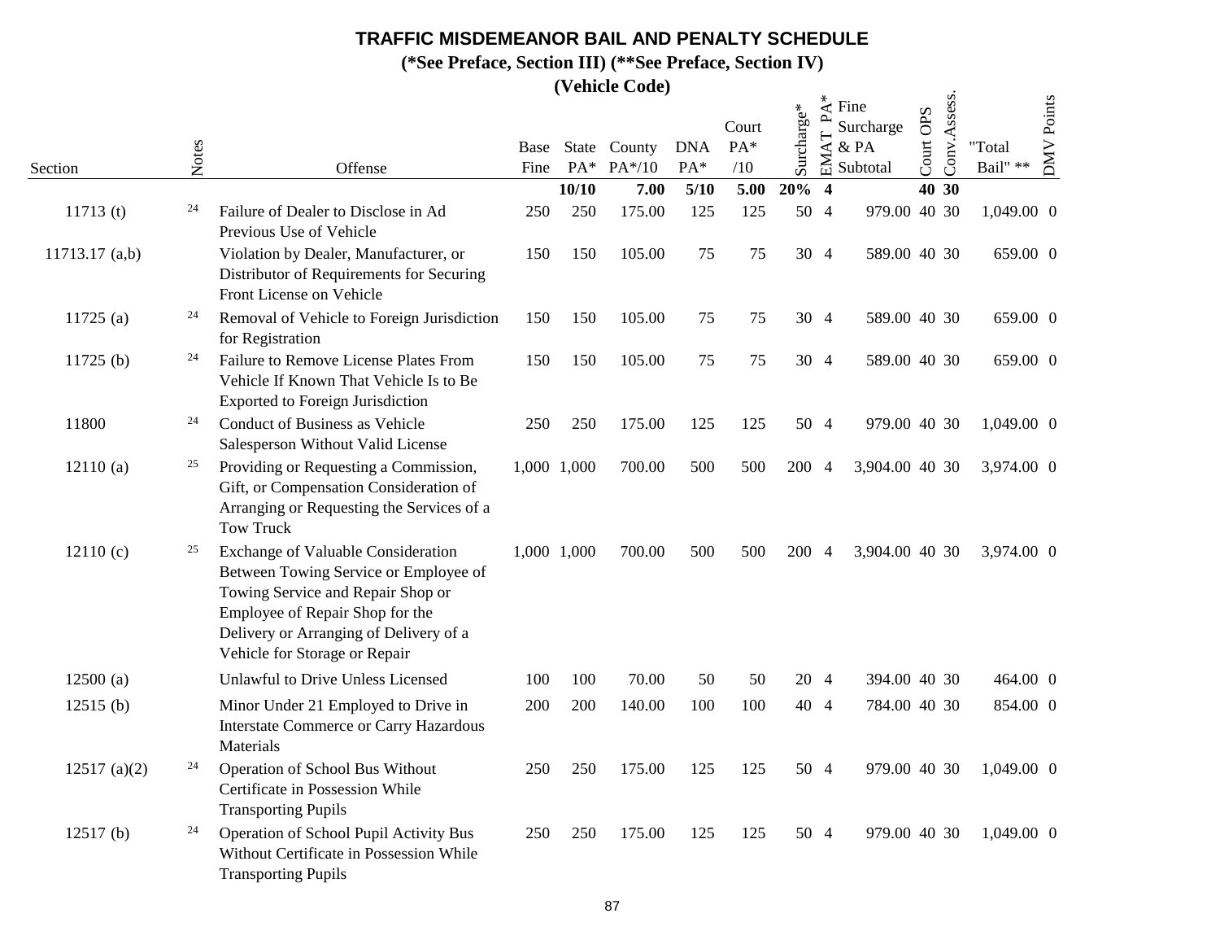# TRAFFIC MISDEMEANOR BAIL AND PENALTY SCHEDULE

**(*See Preface, Section III) (**See Preface, Section IV)**

**(Vehicle Code)**

| Section | Notes | Offense | Base Fine | State PA* | County PA*/10 | DNA PA* | Court PA* /10 | Surcharge* | EMAT PA* | Fine Surcharge & PA Subtotal | Court OPS | Conv.Assess. | "Total Bail" ** | DMV Points |
|---|---|---|---|---|---|---|---|---|---|---|---|---|---|---|
| | | | | **10/10** | **7.00** | **5/10** | **5.00** | **20%** | **4** | | **40** | **30** | | |
| 11713 (t) | 24 | Failure of Dealer to Disclose in Ad Previous Use of Vehicle | 250 | 250 | 175.00 | 125 | 125 | 50 | 4 | 979.00 | 40 | 30 | 1,049.00 | 0 |
| 11713.17 (a,b) | | Violation by Dealer, Manufacturer, or Distributor of Requirements for Securing Front License on Vehicle | 150 | 150 | 105.00 | 75 | 75 | 30 | 4 | 589.00 | 40 | 30 | 659.00 | 0 |
| 11725 (a) | 24 | Removal of Vehicle to Foreign Jurisdiction for Registration | 150 | 150 | 105.00 | 75 | 75 | 30 | 4 | 589.00 | 40 | 30 | 659.00 | 0 |
| 11725 (b) | 24 | Failure to Remove License Plates From Vehicle If Known That Vehicle Is to Be Exported to Foreign Jurisdiction | 150 | 150 | 105.00 | 75 | 75 | 30 | 4 | 589.00 | 40 | 30 | 659.00 | 0 |
| 11800 | 24 | Conduct of Business as Vehicle Salesperson Without Valid License | 250 | 250 | 175.00 | 125 | 125 | 50 | 4 | 979.00 | 40 | 30 | 1,049.00 | 0 |
| 12110 (a) | 25 | Providing or Requesting a Commission, Gift, or Compensation Consideration of Arranging or Requesting the Services of a Tow Truck | 1,000 | 1,000 | 700.00 | 500 | 500 | 200 | 4 | 3,904.00 | 40 | 30 | 3,974.00 | 0 |
| 12110 (c) | 25 | Exchange of Valuable Consideration Between Towing Service or Employee of Towing Service and Repair Shop or Employee of Repair Shop for the Delivery or Arranging of Delivery of a Vehicle for Storage or Repair | 1,000 | 1,000 | 700.00 | 500 | 500 | 200 | 4 | 3,904.00 | 40 | 30 | 3,974.00 | 0 |
| 12500 (a) | | Unlawful to Drive Unless Licensed | 100 | 100 | 70.00 | 50 | 50 | 20 | 4 | 394.00 | 40 | 30 | 464.00 | 0 |
| 12515 (b) | | Minor Under 21 Employed to Drive in Interstate Commerce or Carry Hazardous Materials | 200 | 200 | 140.00 | 100 | 100 | 40 | 4 | 784.00 | 40 | 30 | 854.00 | 0 |
| 12517 (a)(2) | 24 | Operation of School Bus Without Certificate in Possession While Transporting Pupils | 250 | 250 | 175.00 | 125 | 125 | 50 | 4 | 979.00 | 40 | 30 | 1,049.00 | 0 |
| 12517 (b) | 24 | Operation of School Pupil Activity Bus Without Certificate in Possession While Transporting Pupils | 250 | 250 | 175.00 | 125 | 125 | 50 | 4 | 979.00 | 40 | 30 | 1,049.00 | 0 |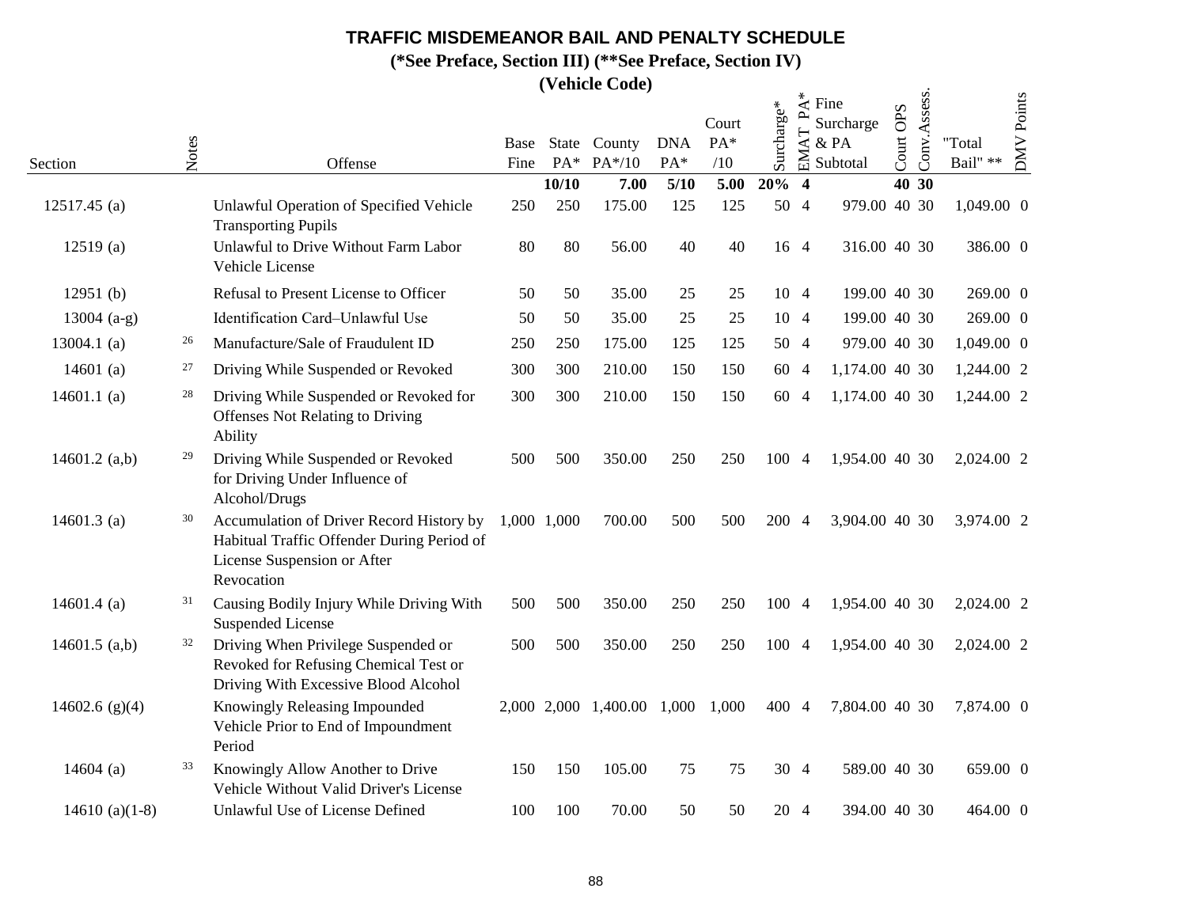# TRAFFIC MISDEMEANOR BAIL AND PENALTY SCHEDULE

**(*See Preface, Section III) (**See Preface, Section IV)**

**(Vehicle Code)**

| Section | Notes | Offense | Base Fine | State PA* | County PA*/10 | DNA PA* | Court PA* /10 | Surcharge* | EMAT PA* | Fine Surcharge & PA Subtotal | Court OPS | Conv.Assess. | "Total Bail" ** | DMV Points |
|---|---|---|---|---|---|---|---|---|---|---|---|---|---|---|
| | | | | **10/10** | **7.00** | **5/10** | **5.00** | **20%** | **4** | | **40** | **30** | | |
| 12517.45 (a) | | Unlawful Operation of Specified Vehicle Transporting Pupils | 250 | 250 | 175.00 | 125 | 125 | 50 | 4 | 979.00 | 40 | 30 | 1,049.00 | 0 |
| 12519 (a) | | Unlawful to Drive Without Farm Labor Vehicle License | 80 | 80 | 56.00 | 40 | 40 | 16 | 4 | 316.00 | 40 | 30 | 386.00 | 0 |
| 12951 (b) | | Refusal to Present License to Officer | 50 | 50 | 35.00 | 25 | 25 | 10 | 4 | 199.00 | 40 | 30 | 269.00 | 0 |
| 13004 (a-g) | | Identification Card–Unlawful Use | 50 | 50 | 35.00 | 25 | 25 | 10 | 4 | 199.00 | 40 | 30 | 269.00 | 0 |
| 13004.1 (a) | 26 | Manufacture/Sale of Fraudulent ID | 250 | 250 | 175.00 | 125 | 125 | 50 | 4 | 979.00 | 40 | 30 | 1,049.00 | 0 |
| 14601 (a) | 27 | Driving While Suspended or Revoked | 300 | 300 | 210.00 | 150 | 150 | 60 | 4 | 1,174.00 | 40 | 30 | 1,244.00 | 2 |
| 14601.1 (a) | 28 | Driving While Suspended or Revoked for Offenses Not Relating to Driving Ability | 300 | 300 | 210.00 | 150 | 150 | 60 | 4 | 1,174.00 | 40 | 30 | 1,244.00 | 2 |
| 14601.2 (a,b) | 29 | Driving While Suspended or Revoked for Driving Under Influence of Alcohol/Drugs | 500 | 500 | 350.00 | 250 | 250 | 100 | 4 | 1,954.00 | 40 | 30 | 2,024.00 | 2 |
| 14601.3 (a) | 30 | Accumulation of Driver Record History by Habitual Traffic Offender During Period of License Suspension or After Revocation | 1,000 | 1,000 | 700.00 | 500 | 500 | 200 | 4 | 3,904.00 | 40 | 30 | 3,974.00 | 2 |
| 14601.4 (a) | 31 | Causing Bodily Injury While Driving With Suspended License | 500 | 500 | 350.00 | 250 | 250 | 100 | 4 | 1,954.00 | 40 | 30 | 2,024.00 | 2 |
| 14601.5 (a,b) | 32 | Driving When Privilege Suspended or Revoked for Refusing Chemical Test or Driving With Excessive Blood Alcohol | 500 | 500 | 350.00 | 250 | 250 | 100 | 4 | 1,954.00 | 40 | 30 | 2,024.00 | 2 |
| 14602.6 (g)(4) | | Knowingly Releasing Impounded Vehicle Prior to End of Impoundment Period | 2,000 | 2,000 | 1,400.00 | 1,000 | 1,000 | 400 | 4 | 7,804.00 | 40 | 30 | 7,874.00 | 0 |
| 14604 (a) | 33 | Knowingly Allow Another to Drive Vehicle Without Valid Driver's License | 150 | 150 | 105.00 | 75 | 75 | 30 | 4 | 589.00 | 40 | 30 | 659.00 | 0 |
| 14610 (a)(1-8) | | Unlawful Use of License Defined | 100 | 100 | 70.00 | 50 | 50 | 20 | 4 | 394.00 | 40 | 30 | 464.00 | 0 |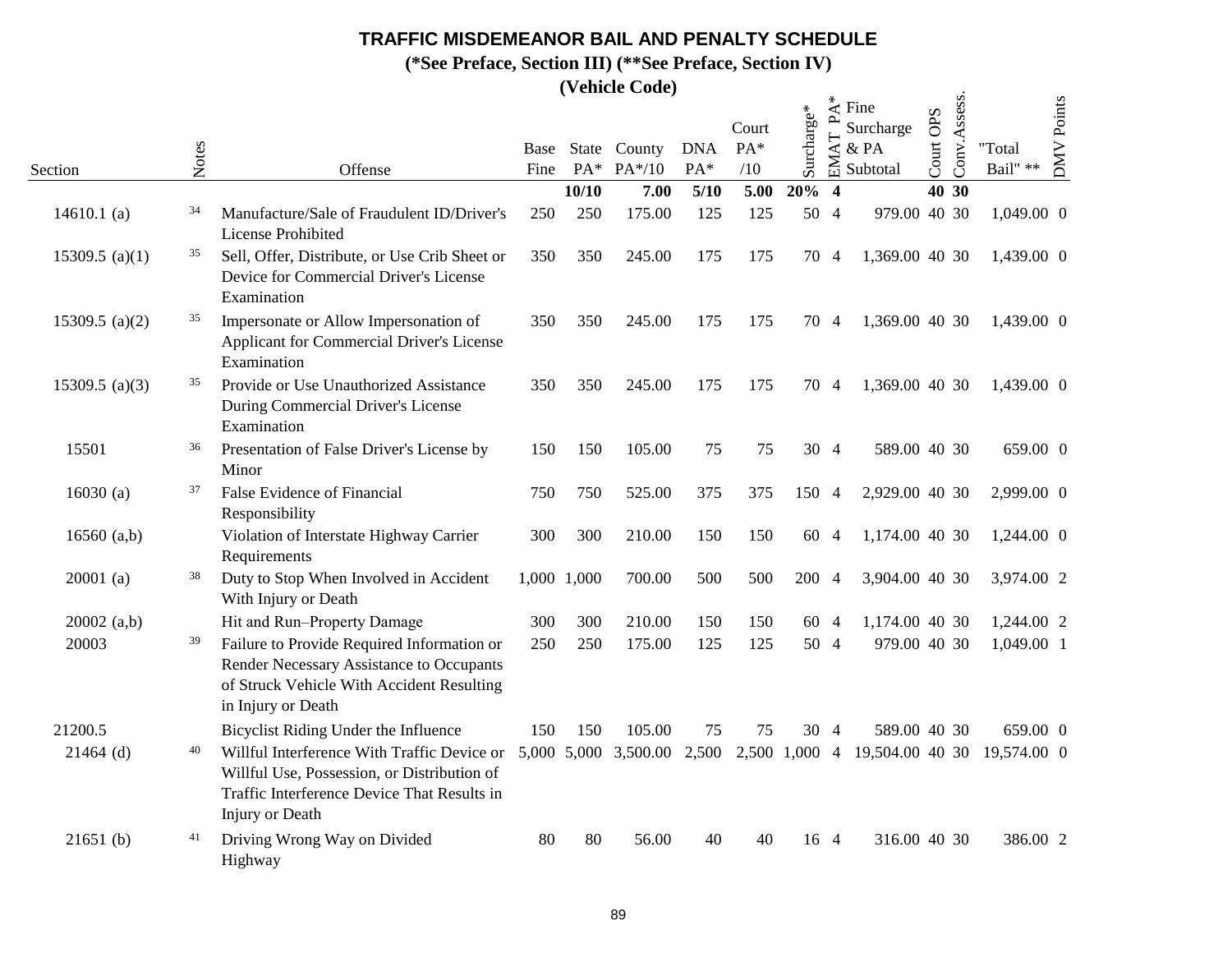# TRAFFIC MISDEMEANOR BAIL AND PENALTY SCHEDULE

**(*See Preface, Section III) (**See Preface, Section IV)**

**(Vehicle Code)**

| Section | Notes | Offense | Base Fine | State PA* | County PA*/10 | DNA PA* | Court PA* /10 | Surcharge* | EMAT PA* | Fine Surcharge & PA Subtotal | Court OPS | Conv.Assess. | "Total Bail" ** | DMV Points |
|---|---|---|---|---|---|---|---|---|---|---|---|---|---|---|
| | | | | **10/10** | **7.00** | **5/10** | **5.00** | **20%** | **4** | | **40** | **30** | | |
| 14610.1 (a) | 34 | Manufacture/Sale of Fraudulent ID/Driver's License Prohibited | 250 | 250 | 175.00 | 125 | 125 | 50 | 4 | 979.00 | 40 | 30 | 1,049.00 | 0 |
| 15309.5 (a)(1) | 35 | Sell, Offer, Distribute, or Use Crib Sheet or Device for Commercial Driver's License Examination | 350 | 350 | 245.00 | 175 | 175 | 70 | 4 | 1,369.00 | 40 | 30 | 1,439.00 | 0 |
| 15309.5 (a)(2) | 35 | Impersonate or Allow Impersonation of Applicant for Commercial Driver's License Examination | 350 | 350 | 245.00 | 175 | 175 | 70 | 4 | 1,369.00 | 40 | 30 | 1,439.00 | 0 |
| 15309.5 (a)(3) | 35 | Provide or Use Unauthorized Assistance During Commercial Driver's License Examination | 350 | 350 | 245.00 | 175 | 175 | 70 | 4 | 1,369.00 | 40 | 30 | 1,439.00 | 0 |
| 15501 | 36 | Presentation of False Driver's License by Minor | 150 | 150 | 105.00 | 75 | 75 | 30 | 4 | 589.00 | 40 | 30 | 659.00 | 0 |
| 16030 (a) | 37 | False Evidence of Financial Responsibility | 750 | 750 | 525.00 | 375 | 375 | 150 | 4 | 2,929.00 | 40 | 30 | 2,999.00 | 0 |
| 16560 (a,b) | | Violation of Interstate Highway Carrier Requirements | 300 | 300 | 210.00 | 150 | 150 | 60 | 4 | 1,174.00 | 40 | 30 | 1,244.00 | 0 |
| 20001 (a) | 38 | Duty to Stop When Involved in Accident With Injury or Death | 1,000 | 1,000 | 700.00 | 500 | 500 | 200 | 4 | 3,904.00 | 40 | 30 | 3,974.00 | 2 |
| 20002 (a,b) | | Hit and Run–Property Damage | 300 | 300 | 210.00 | 150 | 150 | 60 | 4 | 1,174.00 | 40 | 30 | 1,244.00 | 2 |
| 20003 | 39 | Failure to Provide Required Information or Render Necessary Assistance to Occupants of Struck Vehicle With Accident Resulting in Injury or Death | 250 | 250 | 175.00 | 125 | 125 | 50 | 4 | 979.00 | 40 | 30 | 1,049.00 | 1 |
| 21200.5 | | Bicyclist Riding Under the Influence | 150 | 150 | 105.00 | 75 | 75 | 30 | 4 | 589.00 | 40 | 30 | 659.00 | 0 |
| 21464 (d) | 40 | Willful Interference With Traffic Device or Willful Use, Possession, or Distribution of Traffic Interference Device That Results in Injury or Death | 5,000 | 5,000 | 3,500.00 | 2,500 | 2,500 | 1,000 | 4 | 19,504.00 | 40 | 30 | 19,574.00 | 0 |
| 21651 (b) | 41 | Driving Wrong Way on Divided Highway | 80 | 80 | 56.00 | 40 | 40 | 16 | 4 | 316.00 | 40 | 30 | 386.00 | 2 |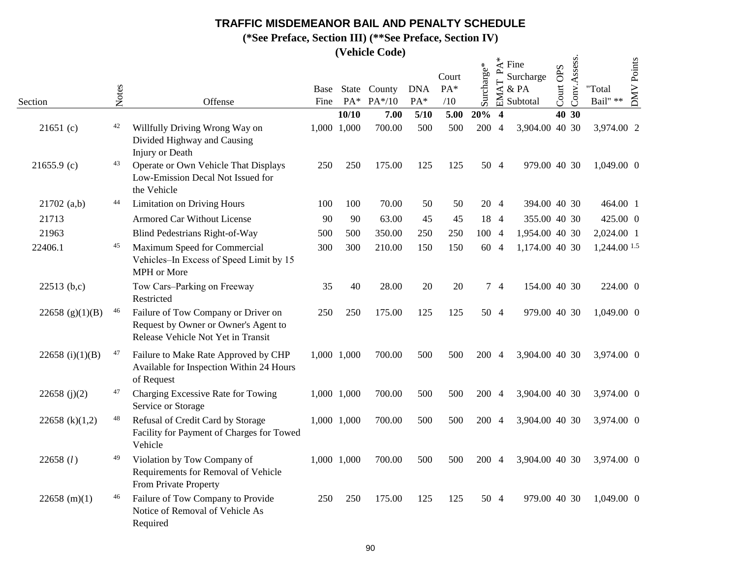# TRAFFIC MISDEMEANOR BAIL AND PENALTY SCHEDULE

**(*See Preface, Section III) (**See Preface, Section IV)**

**(Vehicle Code)**

| Section | Notes | Offense | Base Fine | State PA* | County PA*/10 | DNA PA* | Court PA* /10 | Surcharge* | EMAT PA* | Fine Surcharge & PA Subtotal | Court OPS | Conv.Assess. | "Total Bail" ** | DMV Points |
|---|---|---|---|---|---|---|---|---|---|---|---|---|---|---|
| | | | | **10/10** | **7.00** | **5/10** | **5.00** | **20%** | **4** | | **40** | **30** | | |
| 21651 (c) | 42 | Willfully Driving Wrong Way on Divided Highway and Causing Injury or Death | 1,000 | 1,000 | 700.00 | 500 | 500 | 200 | 4 | 3,904.00 | 40 | 30 | 3,974.00 | 2 |
| 21655.9 (c) | 43 | Operate or Own Vehicle That Displays Low-Emission Decal Not Issued for the Vehicle | 250 | 250 | 175.00 | 125 | 125 | 50 | 4 | 979.00 | 40 | 30 | 1,049.00 | 0 |
| 21702 (a,b) | 44 | Limitation on Driving Hours | 100 | 100 | 70.00 | 50 | 50 | 20 | 4 | 394.00 | 40 | 30 | 464.00 | 1 |
| 21713 | | Armored Car Without License | 90 | 90 | 63.00 | 45 | 45 | 18 | 4 | 355.00 | 40 | 30 | 425.00 | 0 |
| 21963 | | Blind Pedestrians Right-of-Way | 500 | 500 | 350.00 | 250 | 250 | 100 | 4 | 1,954.00 | 40 | 30 | 2,024.00 | 1 |
| 22406.1 | 45 | Maximum Speed for Commercial Vehicles–In Excess of Speed Limit by 15 MPH or More | 300 | 300 | 210.00 | 150 | 150 | 60 | 4 | 1,174.00 | 40 | 30 | 1,244.00 | 1.5 |
| 22513 (b,c) | | Tow Cars–Parking on Freeway Restricted | 35 | 40 | 28.00 | 20 | 20 | 7 | 4 | 154.00 | 40 | 30 | 224.00 | 0 |
| 22658 (g)(1)(B) | 46 | Failure of Tow Company or Driver on Request by Owner or Owner's Agent to Release Vehicle Not Yet in Transit | 250 | 250 | 175.00 | 125 | 125 | 50 | 4 | 979.00 | 40 | 30 | 1,049.00 | 0 |
| 22658 (i)(1)(B) | 47 | Failure to Make Rate Approved by CHP Available for Inspection Within 24 Hours of Request | 1,000 | 1,000 | 700.00 | 500 | 500 | 200 | 4 | 3,904.00 | 40 | 30 | 3,974.00 | 0 |
| 22658 (j)(2) | 47 | Charging Excessive Rate for Towing Service or Storage | 1,000 | 1,000 | 700.00 | 500 | 500 | 200 | 4 | 3,904.00 | 40 | 30 | 3,974.00 | 0 |
| 22658 (k)(1,2) | 48 | Refusal of Credit Card by Storage Facility for Payment of Charges for Towed Vehicle | 1,000 | 1,000 | 700.00 | 500 | 500 | 200 | 4 | 3,904.00 | 40 | 30 | 3,974.00 | 0 |
| 22658 (*l*) | 49 | Violation by Tow Company of Requirements for Removal of Vehicle From Private Property | 1,000 | 1,000 | 700.00 | 500 | 500 | 200 | 4 | 3,904.00 | 40 | 30 | 3,974.00 | 0 |
| 22658 (m)(1) | 46 | Failure of Tow Company to Provide Notice of Removal of Vehicle As Required | 250 | 250 | 175.00 | 125 | 125 | 50 | 4 | 979.00 | 40 | 30 | 1,049.00 | 0 |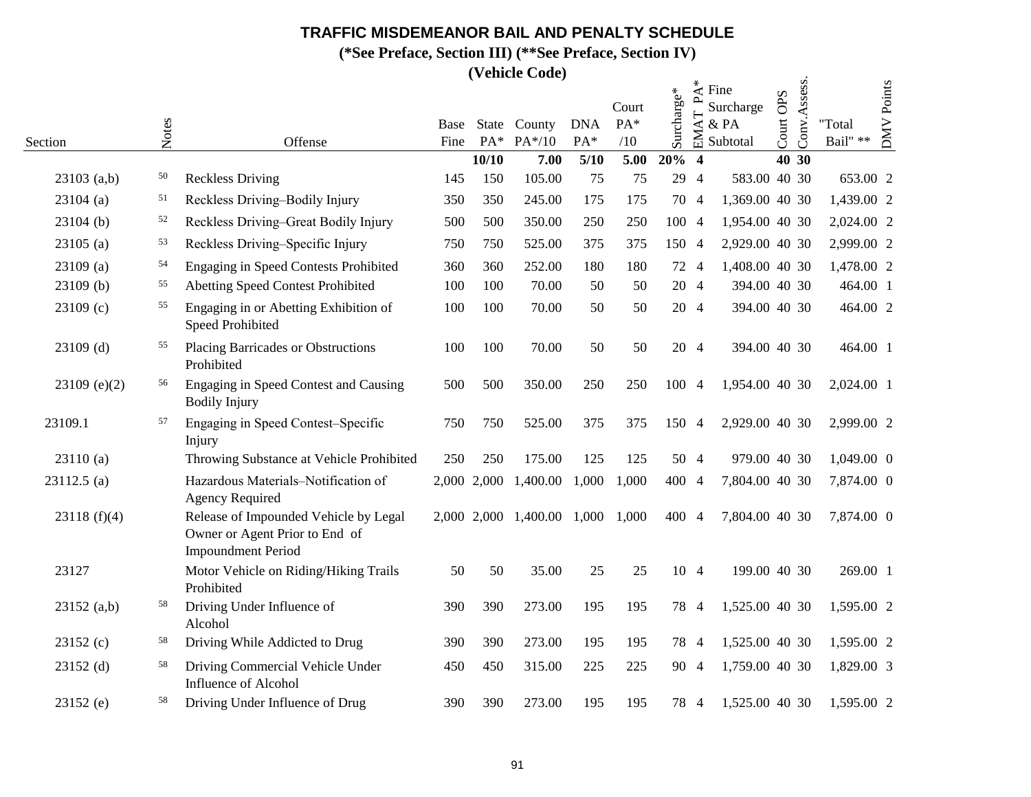# TRAFFIC MISDEMEANOR BAIL AND PENALTY SCHEDULE

**(*See Preface, Section III) (**See Preface, Section IV)**

**(Vehicle Code)**

| Section | Notes | Offense | Base Fine | State PA* | County PA*/10 | DNA PA* | Court PA* /10 | Surcharge* | EMAT PA* | Fine Surcharge & PA Subtotal | Court OPS | Conv.Assess. | "Total Bail" ** | DMV Points |
|---|---|---|---|---|---|---|---|---|---|---|---|---|---|---|
| | | | | **10/10** | **7.00** | **5/10** | **5.00** | **20%** | **4** | | **40** | **30** | | |
| 23103 (a,b) | 50 | Reckless Driving | 145 | 150 | 105.00 | 75 | 75 | 29 | 4 | 583.00 | 40 | 30 | 653.00 | 2 |
| 23104 (a) | 51 | Reckless Driving–Bodily Injury | 350 | 350 | 245.00 | 175 | 175 | 70 | 4 | 1,369.00 | 40 | 30 | 1,439.00 | 2 |
| 23104 (b) | 52 | Reckless Driving–Great Bodily Injury | 500 | 500 | 350.00 | 250 | 250 | 100 | 4 | 1,954.00 | 40 | 30 | 2,024.00 | 2 |
| 23105 (a) | 53 | Reckless Driving–Specific Injury | 750 | 750 | 525.00 | 375 | 375 | 150 | 4 | 2,929.00 | 40 | 30 | 2,999.00 | 2 |
| 23109 (a) | 54 | Engaging in Speed Contests Prohibited | 360 | 360 | 252.00 | 180 | 180 | 72 | 4 | 1,408.00 | 40 | 30 | 1,478.00 | 2 |
| 23109 (b) | 55 | Abetting Speed Contest Prohibited | 100 | 100 | 70.00 | 50 | 50 | 20 | 4 | 394.00 | 40 | 30 | 464.00 | 1 |
| 23109 (c) | 55 | Engaging in or Abetting Exhibition of Speed Prohibited | 100 | 100 | 70.00 | 50 | 50 | 20 | 4 | 394.00 | 40 | 30 | 464.00 | 2 |
| 23109 (d) | 55 | Placing Barricades or Obstructions Prohibited | 100 | 100 | 70.00 | 50 | 50 | 20 | 4 | 394.00 | 40 | 30 | 464.00 | 1 |
| 23109 (e)(2) | 56 | Engaging in Speed Contest and Causing Bodily Injury | 500 | 500 | 350.00 | 250 | 250 | 100 | 4 | 1,954.00 | 40 | 30 | 2,024.00 | 1 |
| 23109.1 | 57 | Engaging in Speed Contest–Specific Injury | 750 | 750 | 525.00 | 375 | 375 | 150 | 4 | 2,929.00 | 40 | 30 | 2,999.00 | 2 |
| 23110 (a) | | Throwing Substance at Vehicle Prohibited | 250 | 250 | 175.00 | 125 | 125 | 50 | 4 | 979.00 | 40 | 30 | 1,049.00 | 0 |
| 23112.5 (a) | | Hazardous Materials–Notification of Agency Required | 2,000 | 2,000 | 1,400.00 | 1,000 | 1,000 | 400 | 4 | 7,804.00 | 40 | 30 | 7,874.00 | 0 |
| 23118 (f)(4) | | Release of Impounded Vehicle by Legal Owner or Agent Prior to End of Impoundment Period | 2,000 | 2,000 | 1,400.00 | 1,000 | 1,000 | 400 | 4 | 7,804.00 | 40 | 30 | 7,874.00 | 0 |
| 23127 | | Motor Vehicle on Riding/Hiking Trails Prohibited | 50 | 50 | 35.00 | 25 | 25 | 10 | 4 | 199.00 | 40 | 30 | 269.00 | 1 |
| 23152 (a,b) | 58 | Driving Under Influence of Alcohol | 390 | 390 | 273.00 | 195 | 195 | 78 | 4 | 1,525.00 | 40 | 30 | 1,595.00 | 2 |
| 23152 (c) | 58 | Driving While Addicted to Drug | 390 | 390 | 273.00 | 195 | 195 | 78 | 4 | 1,525.00 | 40 | 30 | 1,595.00 | 2 |
| 23152 (d) | 58 | Driving Commercial Vehicle Under Influence of Alcohol | 450 | 450 | 315.00 | 225 | 225 | 90 | 4 | 1,759.00 | 40 | 30 | 1,829.00 | 3 |
| 23152 (e) | 58 | Driving Under Influence of Drug | 390 | 390 | 273.00 | 195 | 195 | 78 | 4 | 1,525.00 | 40 | 30 | 1,595.00 | 2 |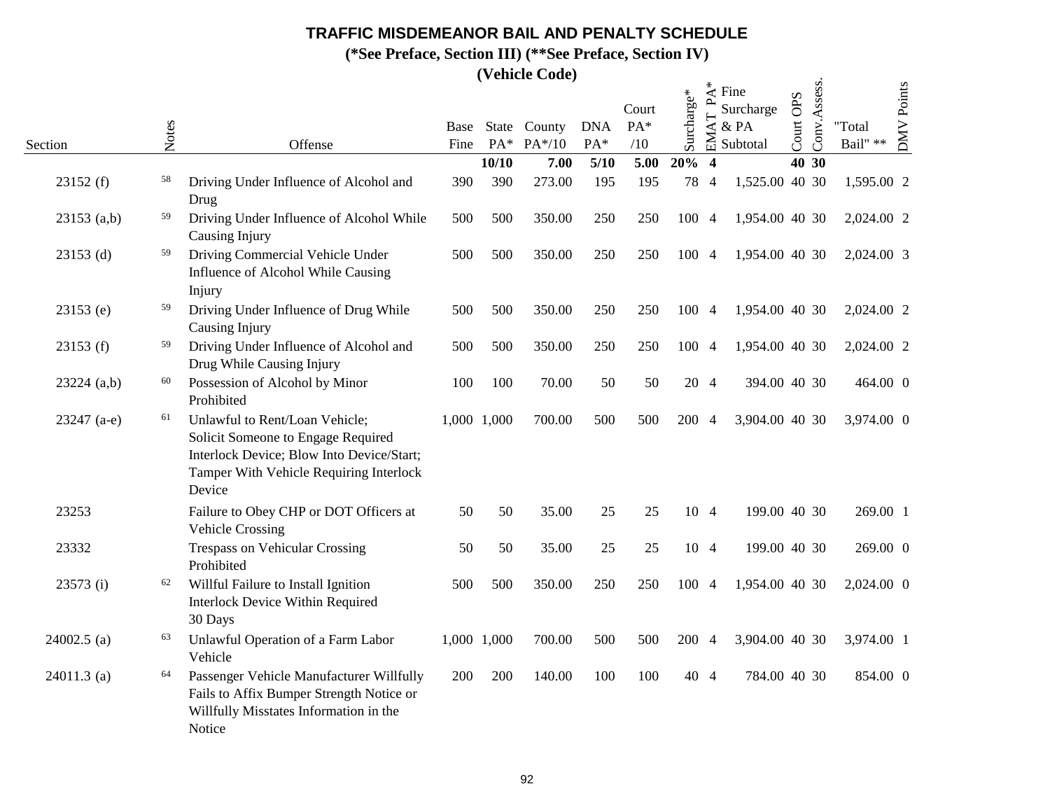# TRAFFIC MISDEMEANOR BAIL AND PENALTY SCHEDULE

**(*See Preface, Section III) (**See Preface, Section IV)**

**(Vehicle Code)**

| Section | Notes | Offense | Base Fine | State PA* | County PA*/10 | DNA PA* | Court PA* /10 | Surcharge* | EMAT PA* | Fine Surcharge & PA Subtotal | Court OPS | Conv.Assess. | "Total Bail" ** | DMV Points |
|---|---|---|---|---|---|---|---|---|---|---|---|---|---|---|
| | | | | **10/10** | **7.00** | **5/10** | **5.00** | **20%** | **4** | | **40** | **30** | | |
| 23152 (f) | 58 | Driving Under Influence of Alcohol and Drug | 390 | 390 | 273.00 | 195 | 195 | 78 | 4 | 1,525.00 | 40 | 30 | 1,595.00 | 2 |
| 23153 (a,b) | 59 | Driving Under Influence of Alcohol While Causing Injury | 500 | 500 | 350.00 | 250 | 250 | 100 | 4 | 1,954.00 | 40 | 30 | 2,024.00 | 2 |
| 23153 (d) | 59 | Driving Commercial Vehicle Under Influence of Alcohol While Causing Injury | 500 | 500 | 350.00 | 250 | 250 | 100 | 4 | 1,954.00 | 40 | 30 | 2,024.00 | 3 |
| 23153 (e) | 59 | Driving Under Influence of Drug While Causing Injury | 500 | 500 | 350.00 | 250 | 250 | 100 | 4 | 1,954.00 | 40 | 30 | 2,024.00 | 2 |
| 23153 (f) | 59 | Driving Under Influence of Alcohol and Drug While Causing Injury | 500 | 500 | 350.00 | 250 | 250 | 100 | 4 | 1,954.00 | 40 | 30 | 2,024.00 | 2 |
| 23224 (a,b) | 60 | Possession of Alcohol by Minor Prohibited | 100 | 100 | 70.00 | 50 | 50 | 20 | 4 | 394.00 | 40 | 30 | 464.00 | 0 |
| 23247 (a-e) | 61 | Unlawful to Rent/Loan Vehicle; Solicit Someone to Engage Required Interlock Device; Blow Into Device/Start; Tamper With Vehicle Requiring Interlock Device | 1,000 | 1,000 | 700.00 | 500 | 500 | 200 | 4 | 3,904.00 | 40 | 30 | 3,974.00 | 0 |
| 23253 | | Failure to Obey CHP or DOT Officers at Vehicle Crossing | 50 | 50 | 35.00 | 25 | 25 | 10 | 4 | 199.00 | 40 | 30 | 269.00 | 1 |
| 23332 | | Trespass on Vehicular Crossing Prohibited | 50 | 50 | 35.00 | 25 | 25 | 10 | 4 | 199.00 | 40 | 30 | 269.00 | 0 |
| 23573 (i) | 62 | Willful Failure to Install Ignition Interlock Device Within Required 30 Days | 500 | 500 | 350.00 | 250 | 250 | 100 | 4 | 1,954.00 | 40 | 30 | 2,024.00 | 0 |
| 24002.5 (a) | 63 | Unlawful Operation of a Farm Labor Vehicle | 1,000 | 1,000 | 700.00 | 500 | 500 | 200 | 4 | 3,904.00 | 40 | 30 | 3,974.00 | 1 |
| 24011.3 (a) | 64 | Passenger Vehicle Manufacturer Willfully Fails to Affix Bumper Strength Notice or Willfully Misstates Information in the Notice | 200 | 200 | 140.00 | 100 | 100 | 40 | 4 | 784.00 | 40 | 30 | 854.00 | 0 |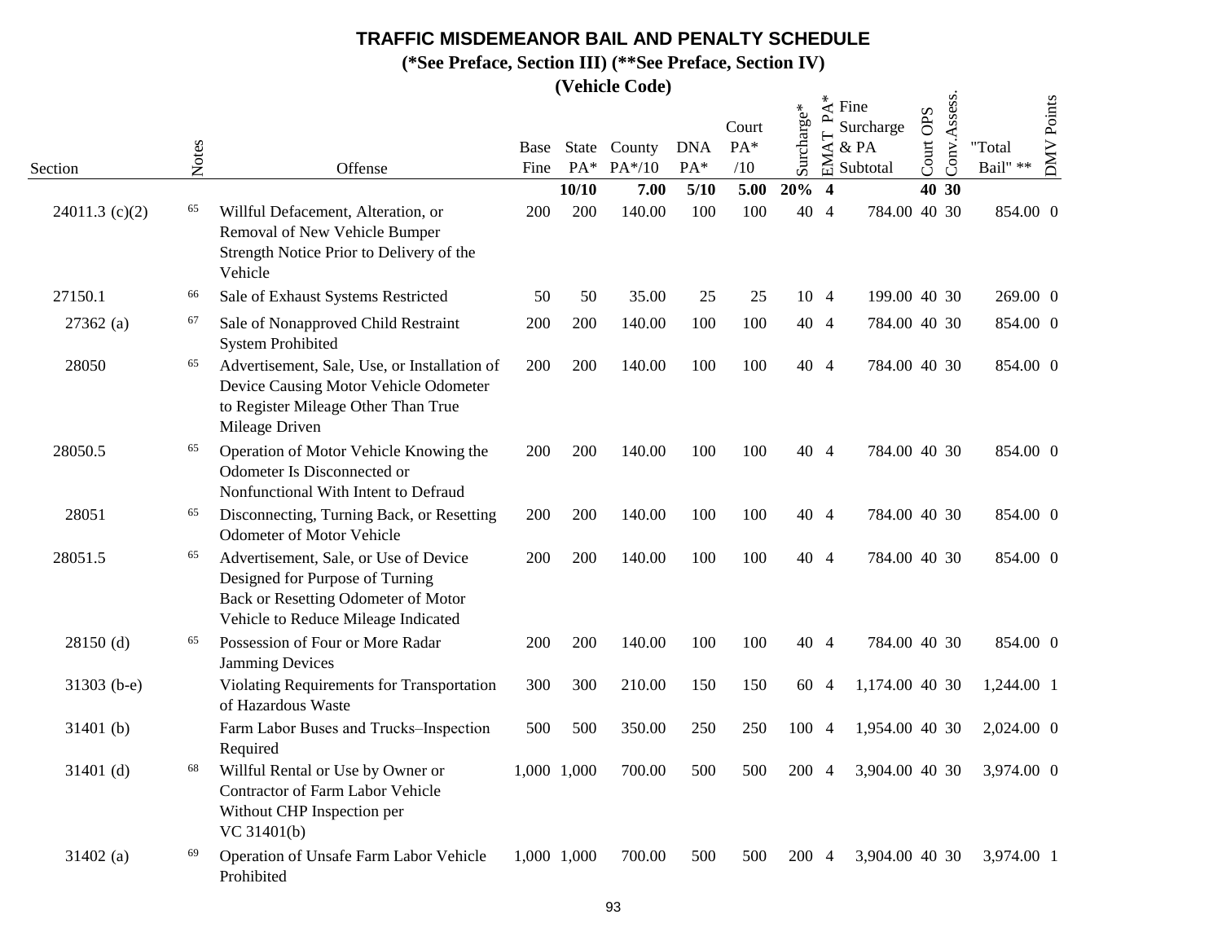# TRAFFIC MISDEMEANOR BAIL AND PENALTY SCHEDULE

**(\*See Preface, Section III) (\*\*See Preface, Section IV)**

**(Vehicle Code)**

| Section | Notes | Offense | Base Fine | State PA* | County PA*/10 | DNA PA* | Court PA* /10 | Surcharge* | EMAT PA* | Fine Surcharge & PA Subtotal | Court OPS | Conv.Assess. | "Total Bail" ** | DMV Points |
|---|---|---|---|---|---|---|---|---|---|---|---|---|---|---|
| | | | | **10/10** | **7.00** | **5/10** | **5.00** | **20%** | **4** | | **40** | **30** | | |
| 24011.3 (c)(2) | 65 | Willful Defacement, Alteration, or Removal of New Vehicle Bumper Strength Notice Prior to Delivery of the Vehicle | 200 | 200 | 140.00 | 100 | 100 | 40 | 4 | 784.00 | 40 | 30 | 854.00 | 0 |
| 27150.1 | 66 | Sale of Exhaust Systems Restricted | 50 | 50 | 35.00 | 25 | 25 | 10 | 4 | 199.00 | 40 | 30 | 269.00 | 0 |
| 27362 (a) | 67 | Sale of Nonapproved Child Restraint System Prohibited | 200 | 200 | 140.00 | 100 | 100 | 40 | 4 | 784.00 | 40 | 30 | 854.00 | 0 |
| 28050 | 65 | Advertisement, Sale, Use, or Installation of Device Causing Motor Vehicle Odometer to Register Mileage Other Than True Mileage Driven | 200 | 200 | 140.00 | 100 | 100 | 40 | 4 | 784.00 | 40 | 30 | 854.00 | 0 |
| 28050.5 | 65 | Operation of Motor Vehicle Knowing the Odometer Is Disconnected or Nonfunctional With Intent to Defraud | 200 | 200 | 140.00 | 100 | 100 | 40 | 4 | 784.00 | 40 | 30 | 854.00 | 0 |
| 28051 | 65 | Disconnecting, Turning Back, or Resetting Odometer of Motor Vehicle | 200 | 200 | 140.00 | 100 | 100 | 40 | 4 | 784.00 | 40 | 30 | 854.00 | 0 |
| 28051.5 | 65 | Advertisement, Sale, or Use of Device Designed for Purpose of Turning Back or Resetting Odometer of Motor Vehicle to Reduce Mileage Indicated | 200 | 200 | 140.00 | 100 | 100 | 40 | 4 | 784.00 | 40 | 30 | 854.00 | 0 |
| 28150 (d) | 65 | Possession of Four or More Radar Jamming Devices | 200 | 200 | 140.00 | 100 | 100 | 40 | 4 | 784.00 | 40 | 30 | 854.00 | 0 |
| 31303 (b-e) | | Violating Requirements for Transportation of Hazardous Waste | 300 | 300 | 210.00 | 150 | 150 | 60 | 4 | 1,174.00 | 40 | 30 | 1,244.00 | 1 |
| 31401 (b) | | Farm Labor Buses and Trucks–Inspection Required | 500 | 500 | 350.00 | 250 | 250 | 100 | 4 | 1,954.00 | 40 | 30 | 2,024.00 | 0 |
| 31401 (d) | 68 | Willful Rental or Use by Owner or Contractor of Farm Labor Vehicle Without CHP Inspection per VC 31401(b) | 1,000 | 1,000 | 700.00 | 500 | 500 | 200 | 4 | 3,904.00 | 40 | 30 | 3,974.00 | 0 |
| 31402 (a) | 69 | Operation of Unsafe Farm Labor Vehicle Prohibited | 1,000 | 1,000 | 700.00 | 500 | 500 | 200 | 4 | 3,904.00 | 40 | 30 | 3,974.00 | 1 |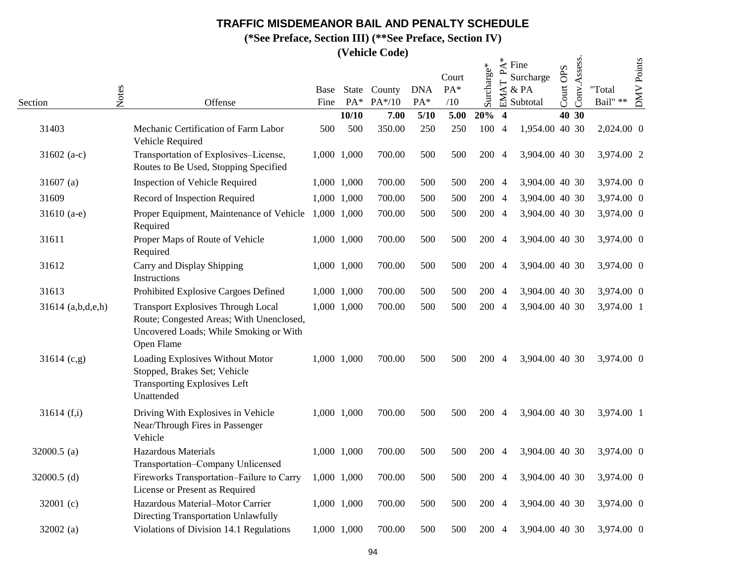# TRAFFIC MISDEMEANOR BAIL AND PENALTY SCHEDULE

**(*See Preface, Section III) (**See Preface, Section IV)**

**(Vehicle Code)**

| Section | Notes | Offense | Base Fine | State PA* | County PA*/10 | DNA PA* | Court PA* /10 | Surcharge* | EMAT PA* | Fine Surcharge & PA Subtotal | Court OPS | Conv.Assess. | "Total Bail" ** | DMV Points |
|---|---|---|---|---|---|---|---|---|---|---|---|---|---|---|
| | | | | **10/10** | **7.00** | **5/10** | **5.00** | **20%** | **4** | | **40** | **30** | | |
| 31403 | | Mechanic Certification of Farm Labor Vehicle Required | 500 | 500 | 350.00 | 250 | 250 | 100 | 4 | 1,954.00 | 40 | 30 | 2,024.00 | 0 |
| 31602 (a-c) | | Transportation of Explosives–License, Routes to Be Used, Stopping Specified | 1,000 | 1,000 | 700.00 | 500 | 500 | 200 | 4 | 3,904.00 | 40 | 30 | 3,974.00 | 2 |
| 31607 (a) | | Inspection of Vehicle Required | 1,000 | 1,000 | 700.00 | 500 | 500 | 200 | 4 | 3,904.00 | 40 | 30 | 3,974.00 | 0 |
| 31609 | | Record of Inspection Required | 1,000 | 1,000 | 700.00 | 500 | 500 | 200 | 4 | 3,904.00 | 40 | 30 | 3,974.00 | 0 |
| 31610 (a-e) | | Proper Equipment, Maintenance of Vehicle Required | 1,000 | 1,000 | 700.00 | 500 | 500 | 200 | 4 | 3,904.00 | 40 | 30 | 3,974.00 | 0 |
| 31611 | | Proper Maps of Route of Vehicle Required | 1,000 | 1,000 | 700.00 | 500 | 500 | 200 | 4 | 3,904.00 | 40 | 30 | 3,974.00 | 0 |
| 31612 | | Carry and Display Shipping Instructions | 1,000 | 1,000 | 700.00 | 500 | 500 | 200 | 4 | 3,904.00 | 40 | 30 | 3,974.00 | 0 |
| 31613 | | Prohibited Explosive Cargoes Defined | 1,000 | 1,000 | 700.00 | 500 | 500 | 200 | 4 | 3,904.00 | 40 | 30 | 3,974.00 | 0 |
| 31614 (a,b,d,e,h) | | Transport Explosives Through Local Route; Congested Areas; With Unenclosed, Uncovered Loads; While Smoking or With Open Flame | 1,000 | 1,000 | 700.00 | 500 | 500 | 200 | 4 | 3,904.00 | 40 | 30 | 3,974.00 | 1 |
| 31614 (c,g) | | Loading Explosives Without Motor Stopped, Brakes Set; Vehicle Transporting Explosives Left Unattended | 1,000 | 1,000 | 700.00 | 500 | 500 | 200 | 4 | 3,904.00 | 40 | 30 | 3,974.00 | 0 |
| 31614 (f,i) | | Driving With Explosives in Vehicle Near/Through Fires in Passenger Vehicle | 1,000 | 1,000 | 700.00 | 500 | 500 | 200 | 4 | 3,904.00 | 40 | 30 | 3,974.00 | 1 |
| 32000.5 (a) | | Hazardous Materials Transportation–Company Unlicensed | 1,000 | 1,000 | 700.00 | 500 | 500 | 200 | 4 | 3,904.00 | 40 | 30 | 3,974.00 | 0 |
| 32000.5 (d) | | Fireworks Transportation–Failure to Carry License or Present as Required | 1,000 | 1,000 | 700.00 | 500 | 500 | 200 | 4 | 3,904.00 | 40 | 30 | 3,974.00 | 0 |
| 32001 (c) | | Hazardous Material–Motor Carrier Directing Transportation Unlawfully | 1,000 | 1,000 | 700.00 | 500 | 500 | 200 | 4 | 3,904.00 | 40 | 30 | 3,974.00 | 0 |
| 32002 (a) | | Violations of Division 14.1 Regulations | 1,000 | 1,000 | 700.00 | 500 | 500 | 200 | 4 | 3,904.00 | 40 | 30 | 3,974.00 | 0 |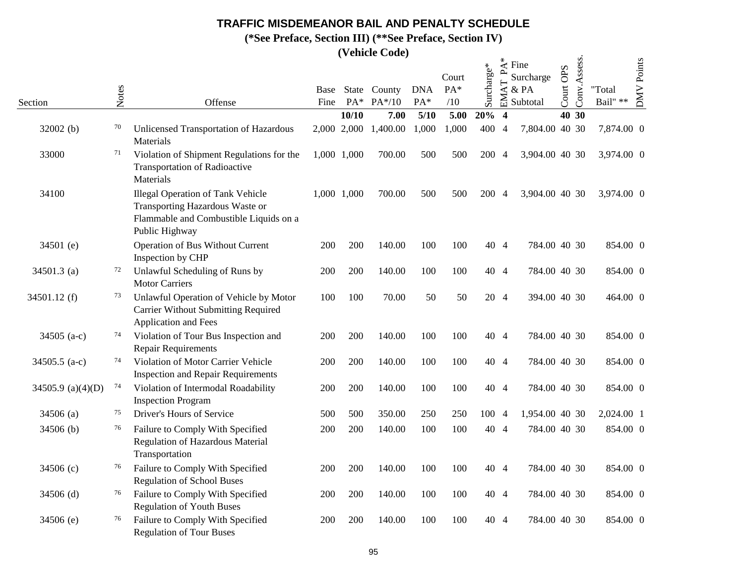# TRAFFIC MISDEMEANOR BAIL AND PENALTY SCHEDULE

**(*See Preface, Section III) (**See Preface, Section IV)**

**(Vehicle Code)**

| Section | Notes | Offense | Base Fine | State PA* | County PA*/10 | DNA PA* | Court PA* /10 | Surcharge* | EMAT PA* | Fine Surcharge & PA Subtotal | Court OPS | Conv.Assess. | "Total Bail" ** | DMV Points |
|---|---|---|---|---|---|---|---|---|---|---|---|---|---|---|
| | | | | **10/10** | **7.00** | **5/10** | **5.00** | **20%** | **4** | | **40** | **30** | | |
| 32002 (b) | 70 | Unlicensed Transportation of Hazardous Materials | 2,000 | 2,000 | 1,400.00 | 1,000 | 1,000 | 400 | 4 | 7,804.00 | 40 | 30 | 7,874.00 | 0 |
| 33000 | 71 | Violation of Shipment Regulations for the Transportation of Radioactive Materials | 1,000 | 1,000 | 700.00 | 500 | 500 | 200 | 4 | 3,904.00 | 40 | 30 | 3,974.00 | 0 |
| 34100 | | Illegal Operation of Tank Vehicle Transporting Hazardous Waste or Flammable and Combustible Liquids on a Public Highway | 1,000 | 1,000 | 700.00 | 500 | 500 | 200 | 4 | 3,904.00 | 40 | 30 | 3,974.00 | 0 |
| 34501 (e) | | Operation of Bus Without Current Inspection by CHP | 200 | 200 | 140.00 | 100 | 100 | 40 | 4 | 784.00 | 40 | 30 | 854.00 | 0 |
| 34501.3 (a) | 72 | Unlawful Scheduling of Runs by Motor Carriers | 200 | 200 | 140.00 | 100 | 100 | 40 | 4 | 784.00 | 40 | 30 | 854.00 | 0 |
| 34501.12 (f) | 73 | Unlawful Operation of Vehicle by Motor Carrier Without Submitting Required Application and Fees | 100 | 100 | 70.00 | 50 | 50 | 20 | 4 | 394.00 | 40 | 30 | 464.00 | 0 |
| 34505 (a-c) | 74 | Violation of Tour Bus Inspection and Repair Requirements | 200 | 200 | 140.00 | 100 | 100 | 40 | 4 | 784.00 | 40 | 30 | 854.00 | 0 |
| 34505.5 (a-c) | 74 | Violation of Motor Carrier Vehicle Inspection and Repair Requirements | 200 | 200 | 140.00 | 100 | 100 | 40 | 4 | 784.00 | 40 | 30 | 854.00 | 0 |
| 34505.9 (a)(4)(D) | 74 | Violation of Intermodal Roadability Inspection Program | 200 | 200 | 140.00 | 100 | 100 | 40 | 4 | 784.00 | 40 | 30 | 854.00 | 0 |
| 34506 (a) | 75 | Driver's Hours of Service | 500 | 500 | 350.00 | 250 | 250 | 100 | 4 | 1,954.00 | 40 | 30 | 2,024.00 | 1 |
| 34506 (b) | 76 | Failure to Comply With Specified Regulation of Hazardous Material Transportation | 200 | 200 | 140.00 | 100 | 100 | 40 | 4 | 784.00 | 40 | 30 | 854.00 | 0 |
| 34506 (c) | 76 | Failure to Comply With Specified Regulation of School Buses | 200 | 200 | 140.00 | 100 | 100 | 40 | 4 | 784.00 | 40 | 30 | 854.00 | 0 |
| 34506 (d) | 76 | Failure to Comply With Specified Regulation of Youth Buses | 200 | 200 | 140.00 | 100 | 100 | 40 | 4 | 784.00 | 40 | 30 | 854.00 | 0 |
| 34506 (e) | 76 | Failure to Comply With Specified Regulation of Tour Buses | 200 | 200 | 140.00 | 100 | 100 | 40 | 4 | 784.00 | 40 | 30 | 854.00 | 0 |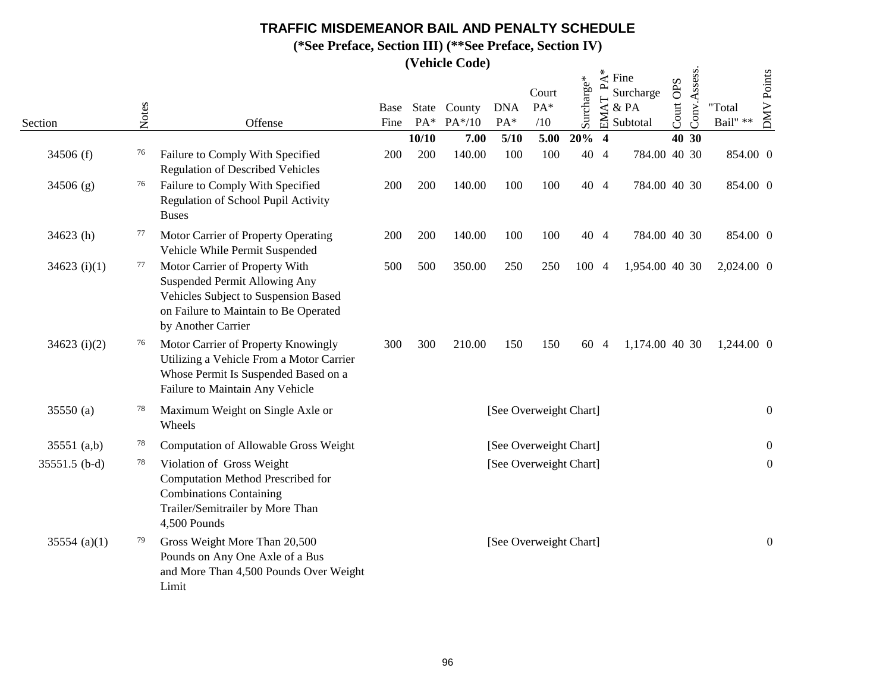# TRAFFIC MISDEMEANOR BAIL AND PENALTY SCHEDULE

**(*See Preface, Section III) (**See Preface, Section IV)**

**(Vehicle Code)**

| Section | Notes | Offense | Base Fine | State PA* | County PA*/10 | DNA PA* | Court PA* /10 | Surcharge* | EMAT PA* | Fine Surcharge & PA Subtotal | Court OPS | Conv.Assess. | "Total Bail" ** | DMV Points |
|---|---|---|---|---|---|---|---|---|---|---|---|---|---|---|
| | | | | **10/10** | **7.00** | **5/10** | **5.00** | **20%** | **4** | | **40** | **30** | | |
| 34506 (f) | 76 | Failure to Comply With Specified Regulation of Described Vehicles | 200 | 200 | 140.00 | 100 | 100 | 40 | 4 | 784.00 | 40 | 30 | 854.00 | 0 |
| 34506 (g) | 76 | Failure to Comply With Specified Regulation of School Pupil Activity Buses | 200 | 200 | 140.00 | 100 | 100 | 40 | 4 | 784.00 | 40 | 30 | 854.00 | 0 |
| 34623 (h) | 77 | Motor Carrier of Property Operating Vehicle While Permit Suspended | 200 | 200 | 140.00 | 100 | 100 | 40 | 4 | 784.00 | 40 | 30 | 854.00 | 0 |
| 34623 (i)(1) | 77 | Motor Carrier of Property With Suspended Permit Allowing Any Vehicles Subject to Suspension Based on Failure to Maintain to Be Operated by Another Carrier | 500 | 500 | 350.00 | 250 | 250 | 100 | 4 | 1,954.00 | 40 | 30 | 2,024.00 | 0 |
| 34623 (i)(2) | 76 | Motor Carrier of Property Knowingly Utilizing a Vehicle From a Motor Carrier Whose Permit Is Suspended Based on a Failure to Maintain Any Vehicle | 300 | 300 | 210.00 | 150 | 150 | 60 | 4 | 1,174.00 | 40 | 30 | 1,244.00 | 0 |
| 35550 (a) | 78 | Maximum Weight on Single Axle or Wheels | | | | [See Overweight Chart] | | | | | | | | 0 |
| 35551 (a,b) | 78 | Computation of Allowable Gross Weight | | | | [See Overweight Chart] | | | | | | | | 0 |
| 35551.5 (b-d) | 78 | Violation of Gross Weight Computation Method Prescribed for Combinations Containing Trailer/Semitrailer by More Than 4,500 Pounds | | | | [See Overweight Chart] | | | | | | | | 0 |
| 35554 (a)(1) | 79 | Gross Weight More Than 20,500 Pounds on Any One Axle of a Bus and More Than 4,500 Pounds Over Weight Limit | | | | [See Overweight Chart] | | | | | | | | 0 |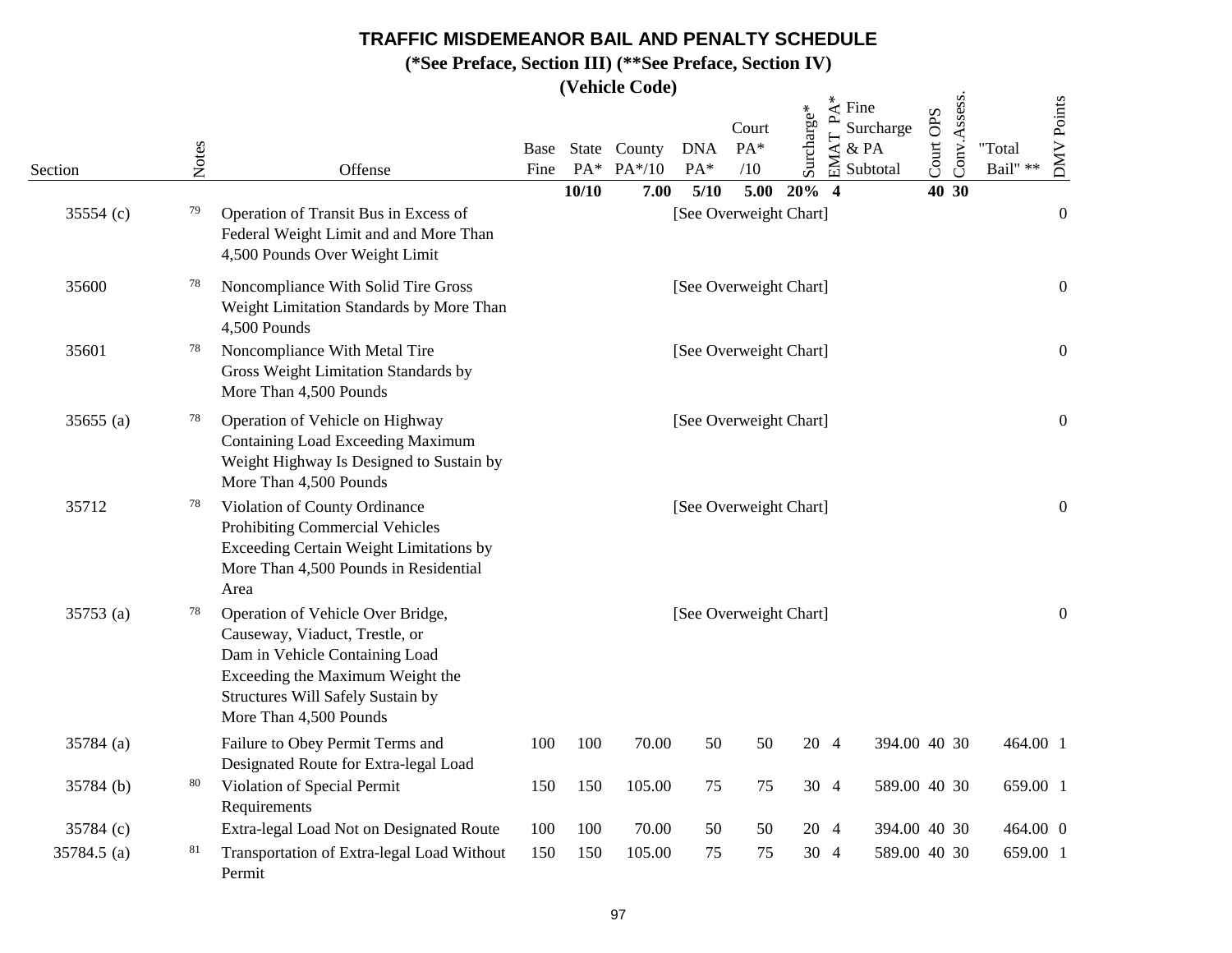# TRAFFIC MISDEMEANOR BAIL AND PENALTY SCHEDULE

**(*See Preface, Section III) (**See Preface, Section IV)**

**(Vehicle Code)**

| Section | Notes | Offense | Base Fine | State PA* | County PA*/10 | DNA PA* | Court PA* /10 | Surcharge* | EMAT PA* | Fine Surcharge & PA Subtotal | Court OPS | Conv.Assess. | "Total Bail" ** | DMV Points |
|---|---|---|---|---|---|---|---|---|---|---|---|---|---|---|
| | | | | **10/10** | **7.00** | **5/10** | **5.00** | **20%** | **4** | | **40** | **30** | | |
| 35554 (c) | 79 | Operation of Transit Bus in Excess of Federal Weight Limit and and More Than 4,500 Pounds Over Weight Limit | | | | [See Overweight Chart] | | | | | | | | 0 |
| 35600 | 78 | Noncompliance With Solid Tire Gross Weight Limitation Standards by More Than 4,500 Pounds | | | | [See Overweight Chart] | | | | | | | | 0 |
| 35601 | 78 | Noncompliance With Metal Tire Gross Weight Limitation Standards by More Than 4,500 Pounds | | | | [See Overweight Chart] | | | | | | | | 0 |
| 35655 (a) | 78 | Operation of Vehicle on Highway Containing Load Exceeding Maximum Weight Highway Is Designed to Sustain by More Than 4,500 Pounds | | | | [See Overweight Chart] | | | | | | | | 0 |
| 35712 | 78 | Violation of County Ordinance Prohibiting Commercial Vehicles Exceeding Certain Weight Limitations by More Than 4,500 Pounds in Residential Area | | | | [See Overweight Chart] | | | | | | | | 0 |
| 35753 (a) | 78 | Operation of Vehicle Over Bridge, Causeway, Viaduct, Trestle, or Dam in Vehicle Containing Load Exceeding the Maximum Weight the Structures Will Safely Sustain by More Than 4,500 Pounds | | | | [See Overweight Chart] | | | | | | | | 0 |
| 35784 (a) | | Failure to Obey Permit Terms and Designated Route for Extra-legal Load | 100 | 100 | 70.00 | 50 | 50 | 20 | 4 | 394.00 | 40 | 30 | 464.00 | 1 |
| 35784 (b) | 80 | Violation of Special Permit Requirements | 150 | 150 | 105.00 | 75 | 75 | 30 | 4 | 589.00 | 40 | 30 | 659.00 | 1 |
| 35784 (c) | | Extra-legal Load Not on Designated Route | 100 | 100 | 70.00 | 50 | 50 | 20 | 4 | 394.00 | 40 | 30 | 464.00 | 0 |
| 35784.5 (a) | 81 | Transportation of Extra-legal Load Without Permit | 150 | 150 | 105.00 | 75 | 75 | 30 | 4 | 589.00 | 40 | 30 | 659.00 | 1 |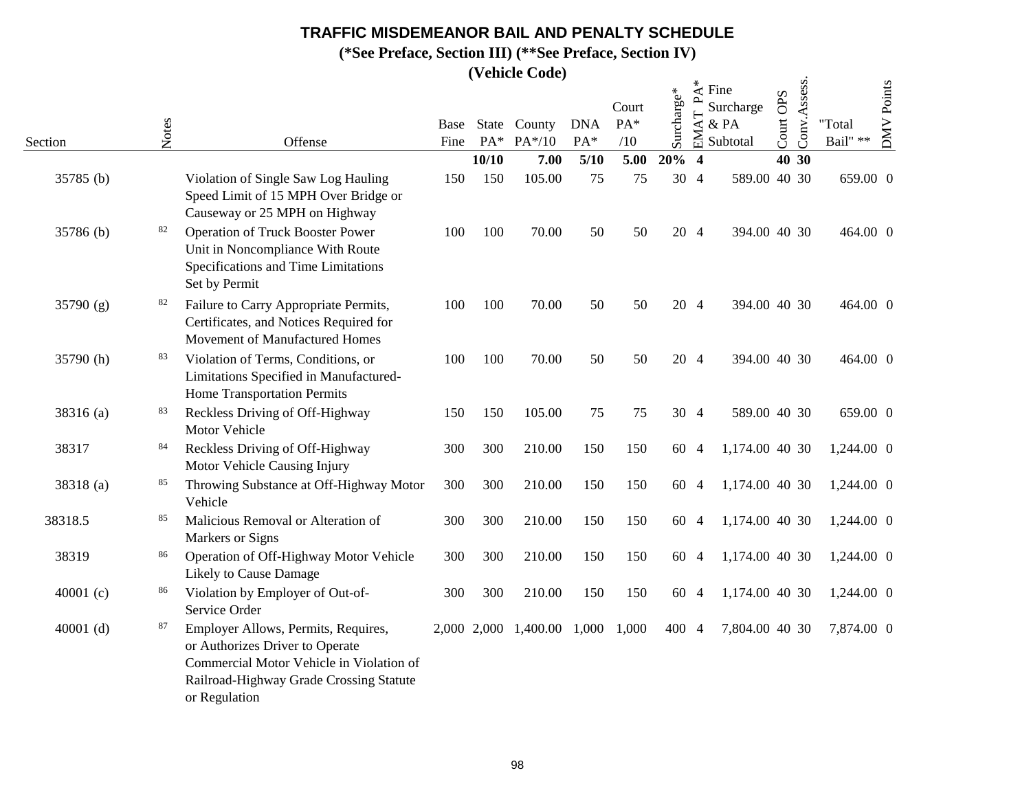# TRAFFIC MISDEMEANOR BAIL AND PENALTY SCHEDULE

## (*See Preface, Section III) (**See Preface, Section IV)

## (Vehicle Code)

| Section | Notes | Offense | Base Fine | State PA* | County PA*/10 | DNA PA* | Court PA* /10 | Surcharge* | EMAT PA* | Fine Surcharge & PA Subtotal | Court OPS | Conv.Assess. | "Total Bail" ** | DMV Points |
|---|---|---|---|---|---|---|---|---|---|---|---|---|---|---|
| | | | | **10/10** | **7.00** | **5/10** | **5.00** | **20%** | **4** | | **40** | **30** | | |
| 35785 (b) | | Violation of Single Saw Log Hauling Speed Limit of 15 MPH Over Bridge or Causeway or 25 MPH on Highway | 150 | 150 | 105.00 | 75 | 75 | 30 | 4 | 589.00 | 40 | 30 | 659.00 | 0 |
| 35786 (b) | 82 | Operation of Truck Booster Power Unit in Noncompliance With Route Specifications and Time Limitations Set by Permit | 100 | 100 | 70.00 | 50 | 50 | 20 | 4 | 394.00 | 40 | 30 | 464.00 | 0 |
| 35790 (g) | 82 | Failure to Carry Appropriate Permits, Certificates, and Notices Required for Movement of Manufactured Homes | 100 | 100 | 70.00 | 50 | 50 | 20 | 4 | 394.00 | 40 | 30 | 464.00 | 0 |
| 35790 (h) | 83 | Violation of Terms, Conditions, or Limitations Specified in Manufactured-Home Transportation Permits | 100 | 100 | 70.00 | 50 | 50 | 20 | 4 | 394.00 | 40 | 30 | 464.00 | 0 |
| 38316 (a) | 83 | Reckless Driving of Off-Highway Motor Vehicle | 150 | 150 | 105.00 | 75 | 75 | 30 | 4 | 589.00 | 40 | 30 | 659.00 | 0 |
| 38317 | 84 | Reckless Driving of Off-Highway Motor Vehicle Causing Injury | 300 | 300 | 210.00 | 150 | 150 | 60 | 4 | 1,174.00 | 40 | 30 | 1,244.00 | 0 |
| 38318 (a) | 85 | Throwing Substance at Off-Highway Motor Vehicle | 300 | 300 | 210.00 | 150 | 150 | 60 | 4 | 1,174.00 | 40 | 30 | 1,244.00 | 0 |
| 38318.5 | 85 | Malicious Removal or Alteration of Markers or Signs | 300 | 300 | 210.00 | 150 | 150 | 60 | 4 | 1,174.00 | 40 | 30 | 1,244.00 | 0 |
| 38319 | 86 | Operation of Off-Highway Motor Vehicle Likely to Cause Damage | 300 | 300 | 210.00 | 150 | 150 | 60 | 4 | 1,174.00 | 40 | 30 | 1,244.00 | 0 |
| 40001 (c) | 86 | Violation by Employer of Out-of-Service Order | 300 | 300 | 210.00 | 150 | 150 | 60 | 4 | 1,174.00 | 40 | 30 | 1,244.00 | 0 |
| 40001 (d) | 87 | Employer Allows, Permits, Requires, or Authorizes Driver to Operate Commercial Motor Vehicle in Violation of Railroad-Highway Grade Crossing Statute or Regulation | 2,000 | 2,000 | 1,400.00 | 1,000 | 1,000 | 400 | 4 | 7,804.00 | 40 | 30 | 7,874.00 | 0 |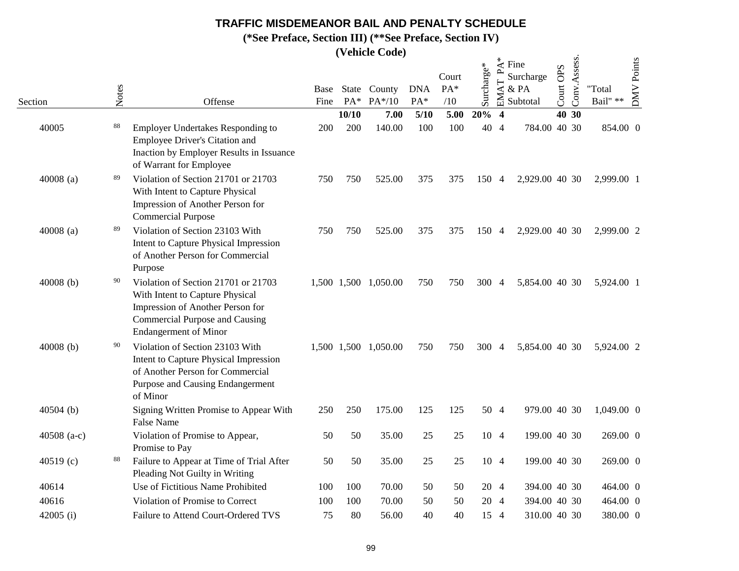# TRAFFIC MISDEMEANOR BAIL AND PENALTY SCHEDULE

## (*See Preface, Section III) (**See Preface, Section IV)

## (Vehicle Code)

| Section | Notes | Offense | Base Fine | State PA* | County PA*/10 | DNA PA* | Court PA* /10 | Surcharge* | EMAT PA* | Fine Surcharge & PA Subtotal | Court OPS | Conv.Assess. | "Total Bail" ** | DMV Points |
|---|---|---|---|---|---|---|---|---|---|---|---|---|---|---|
| | | | | **10/10** | **7.00** | **5/10** | **5.00** | **20%** | **4** | | **40** | **30** | | |
| 40005 | 88 | Employer Undertakes Responding to Employee Driver's Citation and Inaction by Employer Results in Issuance of Warrant for Employee | 200 | 200 | 140.00 | 100 | 100 | 40 | 4 | 784.00 | 40 | 30 | 854.00 | 0 |
| 40008 (a) | 89 | Violation of Section 21701 or 21703 With Intent to Capture Physical Impression of Another Person for Commercial Purpose | 750 | 750 | 525.00 | 375 | 375 | 150 | 4 | 2,929.00 | 40 | 30 | 2,999.00 | 1 |
| 40008 (a) | 89 | Violation of Section 23103 With Intent to Capture Physical Impression of Another Person for Commercial Purpose | 750 | 750 | 525.00 | 375 | 375 | 150 | 4 | 2,929.00 | 40 | 30 | 2,999.00 | 2 |
| 40008 (b) | 90 | Violation of Section 21701 or 21703 With Intent to Capture Physical Impression of Another Person for Commercial Purpose and Causing Endangerment of Minor | 1,500 | 1,500 | 1,050.00 | 750 | 750 | 300 | 4 | 5,854.00 | 40 | 30 | 5,924.00 | 1 |
| 40008 (b) | 90 | Violation of Section 23103 With Intent to Capture Physical Impression of Another Person for Commercial Purpose and Causing Endangerment of Minor | 1,500 | 1,500 | 1,050.00 | 750 | 750 | 300 | 4 | 5,854.00 | 40 | 30 | 5,924.00 | 2 |
| 40504 (b) | | Signing Written Promise to Appear With False Name | 250 | 250 | 175.00 | 125 | 125 | 50 | 4 | 979.00 | 40 | 30 | 1,049.00 | 0 |
| 40508 (a-c) | | Violation of Promise to Appear, Promise to Pay | 50 | 50 | 35.00 | 25 | 25 | 10 | 4 | 199.00 | 40 | 30 | 269.00 | 0 |
| 40519 (c) | 88 | Failure to Appear at Time of Trial After Pleading Not Guilty in Writing | 50 | 50 | 35.00 | 25 | 25 | 10 | 4 | 199.00 | 40 | 30 | 269.00 | 0 |
| 40614 | | Use of Fictitious Name Prohibited | 100 | 100 | 70.00 | 50 | 50 | 20 | 4 | 394.00 | 40 | 30 | 464.00 | 0 |
| 40616 | | Violation of Promise to Correct | 100 | 100 | 70.00 | 50 | 50 | 20 | 4 | 394.00 | 40 | 30 | 464.00 | 0 |
| 42005 (i) | | Failure to Attend Court-Ordered TVS | 75 | 80 | 56.00 | 40 | 40 | 15 | 4 | 310.00 | 40 | 30 | 380.00 | 0 |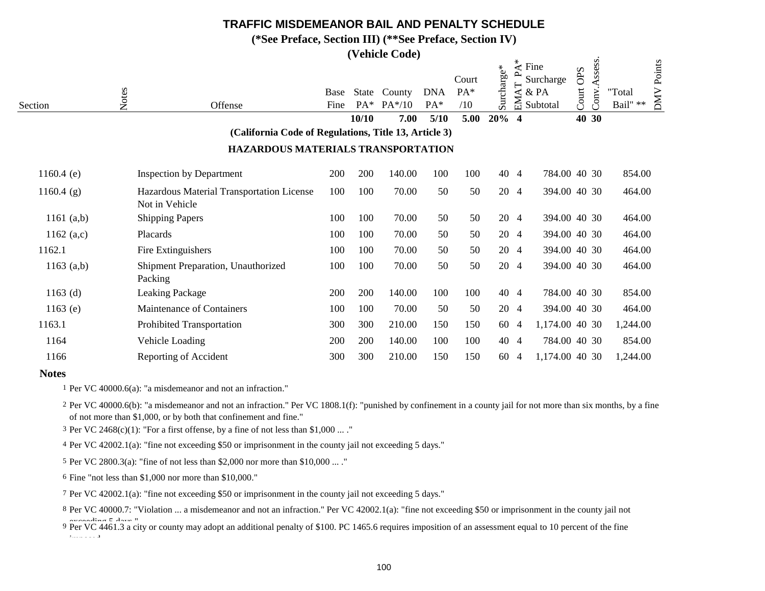# TRAFFIC MISDEMEANOR BAIL AND PENALTY SCHEDULE

**(*See Preface, Section III) (**See Preface, Section IV)**

**(Vehicle Code)**

| Section | Notes | Offense | Base Fine | State PA* | County PA*/10 | DNA PA* | Court PA* /10 | Surcharge* | EMAT PA* | Fine Surcharge & PA Subtotal | Court OPS | Conv.Assess. | "Total Bail" ** | DMV Points |
|---|---|---|---|---|---|---|---|---|---|---|---|---|---|---|
| | | | | **10/10** | **7.00** | **5/10** | **5.00** | **20%** | **4** | | **40** | **30** | | |
| | | **(California Code of Regulations, Title 13, Article 3)** | | | | | | | | | | | | |
| | | **HAZARDOUS MATERIALS TRANSPORTATION** | | | | | | | | | | | | |
| 1160.4 (e) | | Inspection by Department | 200 | 200 | 140.00 | 100 | 100 | 40 | 4 | 784.00 | 40 | 30 | 854.00 | |
| 1160.4 (g) | | Hazardous Material Transportation License Not in Vehicle | 100 | 100 | 70.00 | 50 | 50 | 20 | 4 | 394.00 | 40 | 30 | 464.00 | |
| 1161 (a,b) | | Shipping Papers | 100 | 100 | 70.00 | 50 | 50 | 20 | 4 | 394.00 | 40 | 30 | 464.00 | |
| 1162 (a,c) | | Placards | 100 | 100 | 70.00 | 50 | 50 | 20 | 4 | 394.00 | 40 | 30 | 464.00 | |
| 1162.1 | | Fire Extinguishers | 100 | 100 | 70.00 | 50 | 50 | 20 | 4 | 394.00 | 40 | 30 | 464.00 | |
| 1163 (a,b) | | Shipment Preparation, Unauthorized Packing | 100 | 100 | 70.00 | 50 | 50 | 20 | 4 | 394.00 | 40 | 30 | 464.00 | |
| 1163 (d) | | Leaking Package | 200 | 200 | 140.00 | 100 | 100 | 40 | 4 | 784.00 | 40 | 30 | 854.00 | |
| 1163 (e) | | Maintenance of Containers | 100 | 100 | 70.00 | 50 | 50 | 20 | 4 | 394.00 | 40 | 30 | 464.00 | |
| 1163.1 | | Prohibited Transportation | 300 | 300 | 210.00 | 150 | 150 | 60 | 4 | 1,174.00 | 40 | 30 | 1,244.00 | |
| 1164 | | Vehicle Loading | 200 | 200 | 140.00 | 100 | 100 | 40 | 4 | 784.00 | 40 | 30 | 854.00 | |
| 1166 | | Reporting of Accident | 300 | 300 | 210.00 | 150 | 150 | 60 | 4 | 1,174.00 | 40 | 30 | 1,244.00 | |

**Notes**

1 Per VC 40000.6(a): "a misdemeanor and not an infraction."

2 Per VC 40000.6(b): "a misdemeanor and not an infraction." Per VC 1808.1(f): "punished by confinement in a county jail for not more than six months, by a fine of not more than $1,000, or by both that confinement and fine."

3 Per VC 2468(c)(1): "For a first offense, by a fine of not less than $1,000 ... ."

4 Per VC 42002.1(a): "fine not exceeding $50 or imprisonment in the county jail not exceeding 5 days."

5 Per VC 2800.3(a): "fine of not less than $2,000 nor more than $10,000 ... ."

6 Fine "not less than $1,000 nor more than $10,000."

7 Per VC 42002.1(a): "fine not exceeding $50 or imprisonment in the county jail not exceeding 5 days."

8 Per VC 40000.7: "Violation ... a misdemeanor and not an infraction." Per VC 42002.1(a): "fine not exceeding $50 or imprisonment in the county jail not exceeding 5 days."

9 Per VC 4461.3 a city or county may adopt an additional penalty of $100. PC 1465.6 requires imposition of an assessment equal to 10 percent of the fine imposed.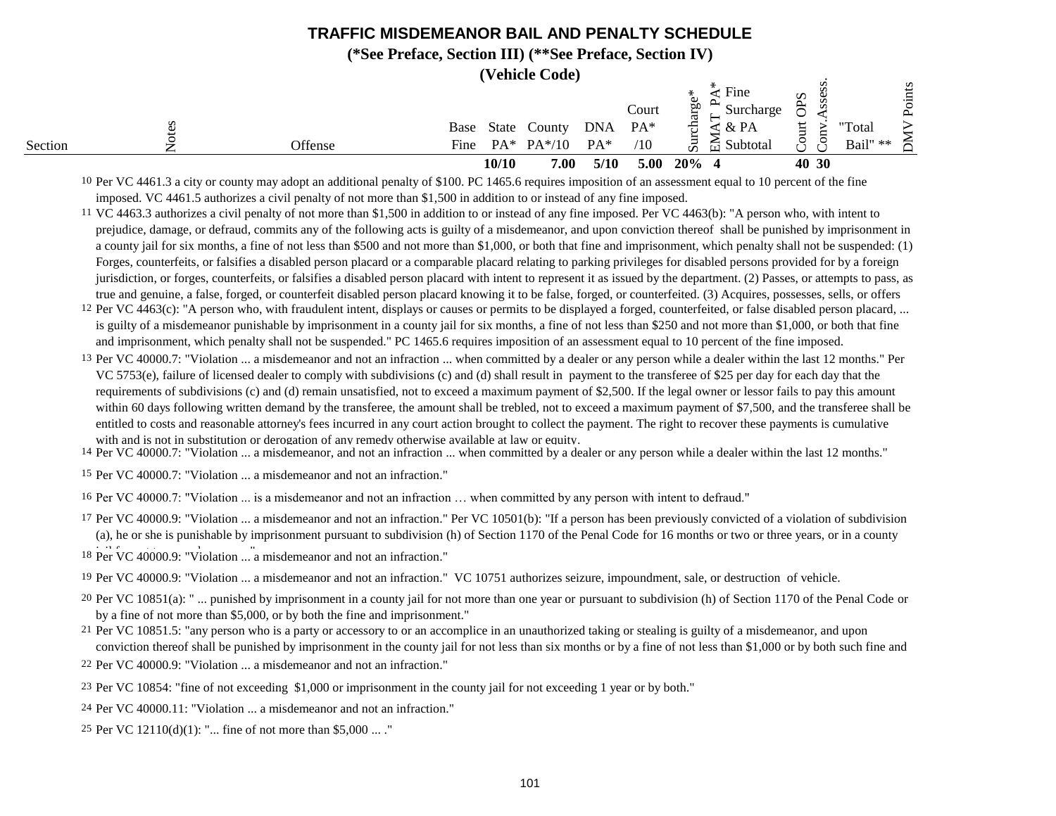# TRAFFIC MISDEMEANOR BAIL AND PENALTY SCHEDULE

**(*See Preface, Section III) (**See Preface, Section IV)**

**(Vehicle Code)**

| Section | Notes | Offense | Base Fine | State PA* | County PA*/10 | DNA PA* | Court PA* /10 | Surcharge* | EMAT PA* | Fine Surcharge & PA Subtotal | Court OPS | Conv.Assess. | "Total Bail" ** | DMV Points |
|---|---|---|---|---|---|---|---|---|---|---|---|---|---|---|
| | | | | **10/10** | **7.00** | **5/10** | **5.00** | **20%** | **4** | | **40** | **30** | | |

10 Per VC 4461.3 a city or county may adopt an additional penalty of $100. PC 1465.6 requires imposition of an assessment equal to 10 percent of the fine imposed. VC 4461.5 authorizes a civil penalty of not more than $1,500 in addition to or instead of any fine imposed.

11 VC 4463.3 authorizes a civil penalty of not more than $1,500 in addition to or instead of any fine imposed. Per VC 4463(b): "A person who, with intent to prejudice, damage, or defraud, commits any of the following acts is guilty of a misdemeanor, and upon conviction thereof shall be punished by imprisonment in a county jail for six months, a fine of not less than $500 and not more than $1,000, or both that fine and imprisonment, which penalty shall not be suspended: (1) Forges, counterfeits, or falsifies a disabled person placard or a comparable placard relating to parking privileges for disabled persons provided for by a foreign jurisdiction, or forges, counterfeits, or falsifies a disabled person placard with intent to represent it as issued by the department. (2) Passes, or attempts to pass, as true and genuine, a false, forged, or counterfeit disabled person placard knowing it to be false, forged, or counterfeited. (3) Acquires, possesses, sells, or offers

12 Per VC 4463(c): "A person who, with fraudulent intent, displays or causes or permits to be displayed a forged, counterfeited, or false disabled person placard, ... is guilty of a misdemeanor punishable by imprisonment in a county jail for six months, a fine of not less than $250 and not more than $1,000, or both that fine and imprisonment, which penalty shall not be suspended." PC 1465.6 requires imposition of an assessment equal to 10 percent of the fine imposed.

13 Per VC 40000.7: "Violation ... a misdemeanor and not an infraction ... when committed by a dealer or any person while a dealer within the last 12 months." Per VC 5753(e), failure of licensed dealer to comply with subdivisions (c) and (d) shall result in payment to the transferee of $25 per day for each day that the requirements of subdivisions (c) and (d) remain unsatisfied, not to exceed a maximum payment of $2,500. If the legal owner or lessor fails to pay this amount within 60 days following written demand by the transferee, the amount shall be trebled, not to exceed a maximum payment of $7,500, and the transferee shall be entitled to costs and reasonable attorney's fees incurred in any court action brought to collect the payment. The right to recover these payments is cumulative with and is not in substitution or derogation of any remedy otherwise available at law or equity.

14 Per VC 40000.7: "Violation ... a misdemeanor, and not an infraction ... when committed by a dealer or any person while a dealer within the last 12 months."

15 Per VC 40000.7: "Violation ... a misdemeanor and not an infraction."

16 Per VC 40000.7: "Violation ... is a misdemeanor and not an infraction … when committed by any person with intent to defraud."

17 Per VC 40000.9: "Violation ... a misdemeanor and not an infraction." Per VC 10501(b): "If a person has been previously convicted of a violation of subdivision (a), he or she is punishable by imprisonment pursuant to subdivision (h) of Section 1170 of the Penal Code for 16 months or two or three years, or in a county jail for not to exceed one year."

18 Per VC 40000.9: "Violation ... a misdemeanor and not an infraction."

19 Per VC 40000.9: "Violation ... a misdemeanor and not an infraction." VC 10751 authorizes seizure, impoundment, sale, or destruction of vehicle.

20 Per VC 10851(a): " ... punished by imprisonment in a county jail for not more than one year or pursuant to subdivision (h) of Section 1170 of the Penal Code or by a fine of not more than $5,000, or by both the fine and imprisonment."

21 Per VC 10851.5: "any person who is a party or accessory to or an accomplice in an unauthorized taking or stealing is guilty of a misdemeanor, and upon conviction thereof shall be punished by imprisonment in the county jail for not less than six months or by a fine of not less than $1,000 or by both such fine and

22 Per VC 40000.9: "Violation ... a misdemeanor and not an infraction."

23 Per VC 10854: "fine of not exceeding $1,000 or imprisonment in the county jail for not exceeding 1 year or by both."

24 Per VC 40000.11: "Violation ... a misdemeanor and not an infraction."

25 Per VC 12110(d)(1): "... fine of not more than $5,000 ... ."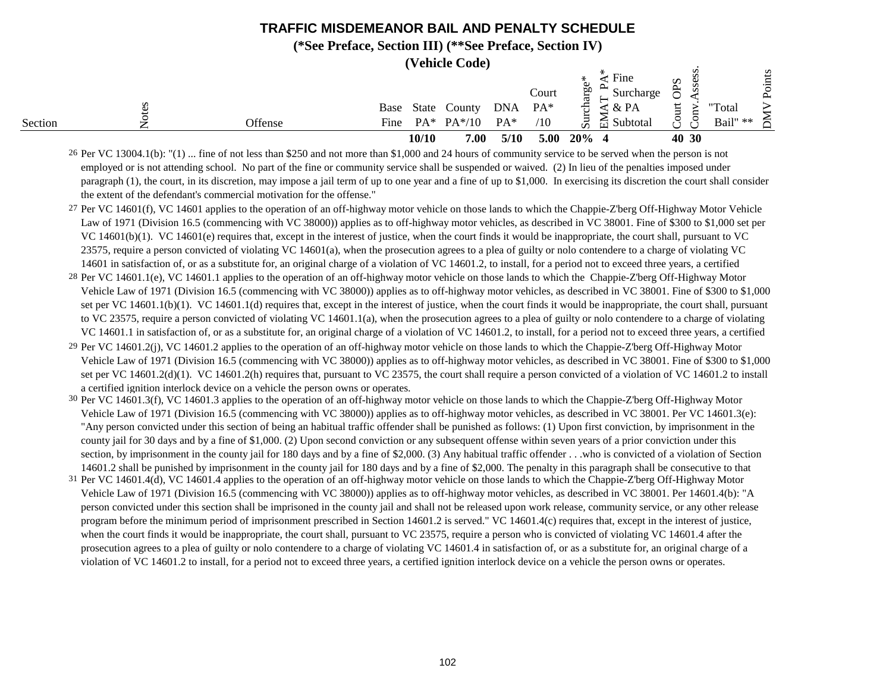# TRAFFIC MISDEMEANOR BAIL AND PENALTY SCHEDULE

**(*See Preface, Section III) (**See Preface, Section IV)**

**(Vehicle Code)**

| Section | Notes | Offense | Base Fine | State PA* | County PA*/10 | DNA PA* | Court PA* /10 | Surcharge* | EMAT PA* | Fine Surcharge & PA Subtotal | Court OPS | Conv.Assess. | "Total Bail" ** | DMV Points |
|---|---|---|---|---|---|---|---|---|---|---|---|---|---|---|
| | | | | 10/10 | 7.00 | 5/10 | 5.00 | 20% | 4 | | 40 | 30 | | |

26 Per VC 13004.1(b): "(1) ... fine of not less than $250 and not more than $1,000 and 24 hours of community service to be served when the person is not employed or is not attending school. No part of the fine or community service shall be suspended or waived. (2) In lieu of the penalties imposed under paragraph (1), the court, in its discretion, may impose a jail term of up to one year and a fine of up to $1,000. In exercising its discretion the court shall consider the extent of the defendant's commercial motivation for the offense."

27 Per VC 14601(f), VC 14601 applies to the operation of an off-highway motor vehicle on those lands to which the Chappie-Z'berg Off-Highway Motor Vehicle Law of 1971 (Division 16.5 (commencing with VC 38000)) applies as to off-highway motor vehicles, as described in VC 38001. Fine of $300 to $1,000 set per VC 14601(b)(1). VC 14601(e) requires that, except in the interest of justice, when the court finds it would be inappropriate, the court shall, pursuant to VC 23575, require a person convicted of violating VC 14601(a), when the prosecution agrees to a plea of guilty or nolo contendere to a charge of violating VC 14601 in satisfaction of, or as a substitute for, an original charge of a violation of VC 14601.2, to install, for a period not to exceed three years, a certified

28 Per VC 14601.1(e), VC 14601.1 applies to the operation of an off-highway motor vehicle on those lands to which the Chappie-Z'berg Off-Highway Motor Vehicle Law of 1971 (Division 16.5 (commencing with VC 38000)) applies as to off-highway motor vehicles, as described in VC 38001. Fine of $300 to $1,000 set per VC 14601.1(b)(1). VC 14601.1(d) requires that, except in the interest of justice, when the court finds it would be inappropriate, the court shall, pursuant to VC 23575, require a person convicted of violating VC 14601.1(a), when the prosecution agrees to a plea of guilty or nolo contendere to a charge of violating VC 14601.1 in satisfaction of, or as a substitute for, an original charge of a violation of VC 14601.2, to install, for a period not to exceed three years, a certified

29 Per VC 14601.2(j), VC 14601.2 applies to the operation of an off-highway motor vehicle on those lands to which the Chappie-Z'berg Off-Highway Motor Vehicle Law of 1971 (Division 16.5 (commencing with VC 38000)) applies as to off-highway motor vehicles, as described in VC 38001. Fine of $300 to $1,000 set per VC 14601.2(d)(1). VC 14601.2(h) requires that, pursuant to VC 23575, the court shall require a person convicted of a violation of VC 14601.2 to install a certified ignition interlock device on a vehicle the person owns or operates.

30 Per VC 14601.3(f), VC 14601.3 applies to the operation of an off-highway motor vehicle on those lands to which the Chappie-Z'berg Off-Highway Motor Vehicle Law of 1971 (Division 16.5 (commencing with VC 38000)) applies as to off-highway motor vehicles, as described in VC 38001. Per VC 14601.3(e): "Any person convicted under this section of being an habitual traffic offender shall be punished as follows: (1) Upon first conviction, by imprisonment in the county jail for 30 days and by a fine of $1,000. (2) Upon second conviction or any subsequent offense within seven years of a prior conviction under this section, by imprisonment in the county jail for 180 days and by a fine of $2,000. (3) Any habitual traffic offender . . .who is convicted of a violation of Section 14601.2 shall be punished by imprisonment in the county jail for 180 days and by a fine of $2,000. The penalty in this paragraph shall be consecutive to that

31 Per VC 14601.4(d), VC 14601.4 applies to the operation of an off-highway motor vehicle on those lands to which the Chappie-Z'berg Off-Highway Motor Vehicle Law of 1971 (Division 16.5 (commencing with VC 38000)) applies as to off-highway motor vehicles, as described in VC 38001. Per 14601.4(b): "A person convicted under this section shall be imprisoned in the county jail and shall not be released upon work release, community service, or any other release program before the minimum period of imprisonment prescribed in Section 14601.2 is served." VC 14601.4(c) requires that, except in the interest of justice, when the court finds it would be inappropriate, the court shall, pursuant to VC 23575, require a person who is convicted of violating VC 14601.4 after the prosecution agrees to a plea of guilty or nolo contendere to a charge of violating VC 14601.4 in satisfaction of, or as a substitute for, an original charge of a violation of VC 14601.2 to install, for a period not to exceed three years, a certified ignition interlock device on a vehicle the person owns or operates.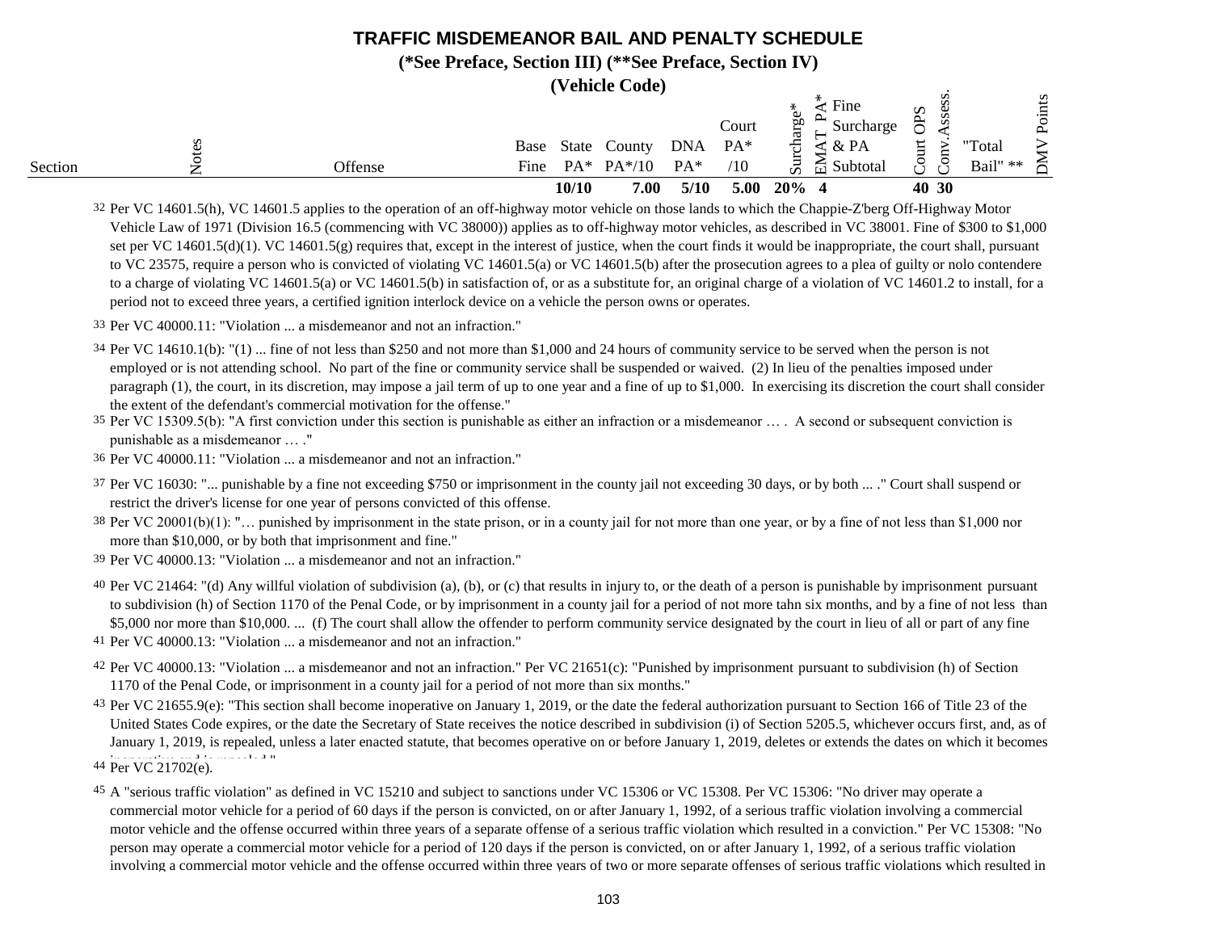# TRAFFIC MISDEMEANOR BAIL AND PENALTY SCHEDULE

**(\*See Preface, Section III) (\*\*See Preface, Section IV)**

**(Vehicle Code)**

| Section | Notes | Offense | Base Fine | State PA* | County PA*/10 | DNA PA* | Court PA* /10 | Surcharge* | EMAT PA* | Fine Surcharge & PA Subtotal | Court OPS | Conv.Assess. | "Total Bail" ** | DMV Points |
|---|---|---|---|---|---|---|---|---|---|---|---|---|---|---|
| | | | | **10/10** | **7.00** | **5/10** | **5.00** | **20%** | **4** | | **40** | **30** | | |

32 Per VC 14601.5(h), VC 14601.5 applies to the operation of an off-highway motor vehicle on those lands to which the Chappie-Z'berg Off-Highway Motor Vehicle Law of 1971 (Division 16.5 (commencing with VC 38000)) applies as to off-highway motor vehicles, as described in VC 38001. Fine of $300 to $1,000 set per VC 14601.5(d)(1). VC 14601.5(g) requires that, except in the interest of justice, when the court finds it would be inappropriate, the court shall, pursuant to VC 23575, require a person who is convicted of violating VC 14601.5(a) or VC 14601.5(b) after the prosecution agrees to a plea of guilty or nolo contendere to a charge of violating VC 14601.5(a) or VC 14601.5(b) in satisfaction of, or as a substitute for, an original charge of a violation of VC 14601.2 to install, for a period not to exceed three years, a certified ignition interlock device on a vehicle the person owns or operates.

33 Per VC 40000.11: "Violation ... a misdemeanor and not an infraction."

34 Per VC 14610.1(b): "(1) ... fine of not less than $250 and not more than $1,000 and 24 hours of community service to be served when the person is not employed or is not attending school. No part of the fine or community service shall be suspended or waived. (2) In lieu of the penalties imposed under paragraph (1), the court, in its discretion, may impose a jail term of up to one year and a fine of up to $1,000. In exercising its discretion the court shall consider the extent of the defendant's commercial motivation for the offense."

35 Per VC 15309.5(b): "A first conviction under this section is punishable as either an infraction or a misdemeanor … . A second or subsequent conviction is punishable as a misdemeanor … ."

36 Per VC 40000.11: "Violation ... a misdemeanor and not an infraction."

37 Per VC 16030: "... punishable by a fine not exceeding $750 or imprisonment in the county jail not exceeding 30 days, or by both ... ." Court shall suspend or restrict the driver's license for one year of persons convicted of this offense.

38 Per VC 20001(b)(1): "… punished by imprisonment in the state prison, or in a county jail for not more than one year, or by a fine of not less than $1,000 nor more than $10,000, or by both that imprisonment and fine."

39 Per VC 40000.13: "Violation ... a misdemeanor and not an infraction."

40 Per VC 21464: "(d) Any willful violation of subdivision (a), (b), or (c) that results in injury to, or the death of a person is punishable by imprisonment pursuant to subdivision (h) of Section 1170 of the Penal Code, or by imprisonment in a county jail for a period of not more tahn six months, and by a fine of not less than $5,000 nor more than $10,000. ... (f) The court shall allow the offender to perform community service designated by the court in lieu of all or part of any fine

41 Per VC 40000.13: "Violation ... a misdemeanor and not an infraction."

42 Per VC 40000.13: "Violation ... a misdemeanor and not an infraction." Per VC 21651(c): "Punished by imprisonment pursuant to subdivision (h) of Section 1170 of the Penal Code, or imprisonment in a county jail for a period of not more than six months."

43 Per VC 21655.9(e): "This section shall become inoperative on January 1, 2019, or the date the federal authorization pursuant to Section 166 of Title 23 of the United States Code expires, or the date the Secretary of State receives the notice described in subdivision (i) of Section 5205.5, whichever occurs first, and, as of January 1, 2019, is repealed, unless a later enacted statute, that becomes operative on or before January 1, 2019, deletes or extends the dates on which it becomes inoperative and is repealed."

44 Per VC 21702(e).

45 A "serious traffic violation" as defined in VC 15210 and subject to sanctions under VC 15306 or VC 15308. Per VC 15306: "No driver may operate a commercial motor vehicle for a period of 60 days if the person is convicted, on or after January 1, 1992, of a serious traffic violation involving a commercial motor vehicle and the offense occurred within three years of a separate offense of a serious traffic violation which resulted in a conviction." Per VC 15308: "No person may operate a commercial motor vehicle for a period of 120 days if the person is convicted, on or after January 1, 1992, of a serious traffic violation involving a commercial motor vehicle and the offense occurred within three years of two or more separate offenses of serious traffic violations which resulted in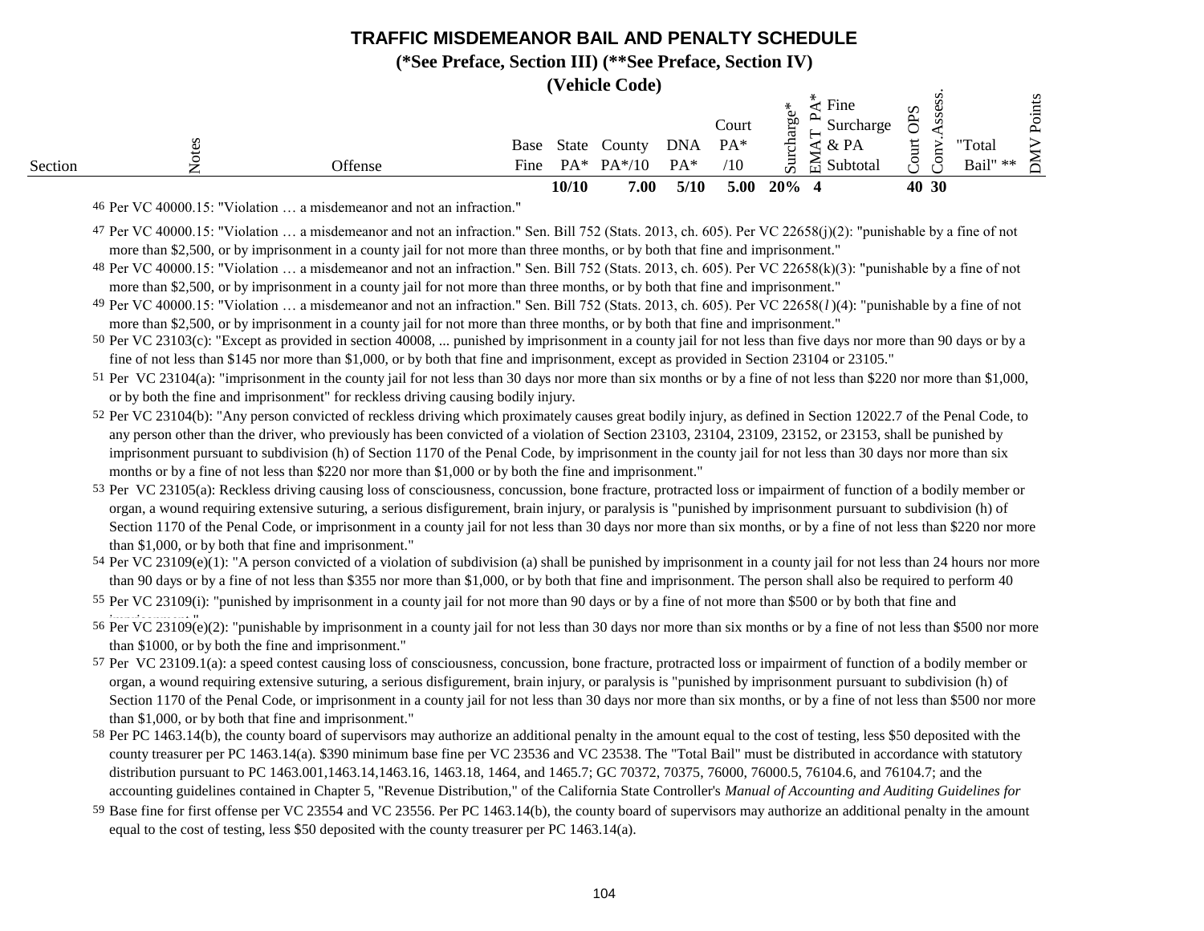# TRAFFIC MISDEMEANOR BAIL AND PENALTY SCHEDULE

**(*See Preface, Section III) (**See Preface, Section IV)**

**(Vehicle Code)**

| Section | Notes | Offense | Base Fine | State PA* | County PA*/10 | DNA PA* | Court PA* /10 | Surcharge* | EMAT PA* | Fine Surcharge & PA Subtotal | Court OPS | Conv.Assess. | "Total Bail" ** | DMV Points |
|---|---|---|---|---|---|---|---|---|---|---|---|---|---|---|
| | | | | **10/10** | **7.00** | **5/10** | **5.00** | **20%** | **4** | | **40** | **30** | | |

46 Per VC 40000.15: "Violation … a misdemeanor and not an infraction."

47 Per VC 40000.15: "Violation … a misdemeanor and not an infraction." Sen. Bill 752 (Stats. 2013, ch. 605). Per VC 22658(j)(2): "punishable by a fine of not more than $2,500, or by imprisonment in a county jail for not more than three months, or by both that fine and imprisonment."

48 Per VC 40000.15: "Violation … a misdemeanor and not an infraction." Sen. Bill 752 (Stats. 2013, ch. 605). Per VC 22658(k)(3): "punishable by a fine of not more than $2,500, or by imprisonment in a county jail for not more than three months, or by both that fine and imprisonment."

49 Per VC 40000.15: "Violation … a misdemeanor and not an infraction." Sen. Bill 752 (Stats. 2013, ch. 605). Per VC 22658(*l*)(4): "punishable by a fine of not more than $2,500, or by imprisonment in a county jail for not more than three months, or by both that fine and imprisonment."

50 Per VC 23103(c): "Except as provided in section 40008, ... punished by imprisonment in a county jail for not less than five days nor more than 90 days or by a fine of not less than $145 nor more than $1,000, or by both that fine and imprisonment, except as provided in Section 23104 or 23105."

51 Per VC 23104(a): "imprisonment in the county jail for not less than 30 days nor more than six months or by a fine of not less than $220 nor more than $1,000, or by both the fine and imprisonment" for reckless driving causing bodily injury.

52 Per VC 23104(b): "Any person convicted of reckless driving which proximately causes great bodily injury, as defined in Section 12022.7 of the Penal Code, to any person other than the driver, who previously has been convicted of a violation of Section 23103, 23104, 23109, 23152, or 23153, shall be punished by imprisonment pursuant to subdivision (h) of Section 1170 of the Penal Code, by imprisonment in the county jail for not less than 30 days nor more than six months or by a fine of not less than $220 nor more than $1,000 or by both the fine and imprisonment."

53 Per VC 23105(a): Reckless driving causing loss of consciousness, concussion, bone fracture, protracted loss or impairment of function of a bodily member or organ, a wound requiring extensive suturing, a serious disfigurement, brain injury, or paralysis is "punished by imprisonment pursuant to subdivision (h) of Section 1170 of the Penal Code, or imprisonment in a county jail for not less than 30 days nor more than six months, or by a fine of not less than $220 nor more than $1,000, or by both that fine and imprisonment."

54 Per VC 23109(e)(1): "A person convicted of a violation of subdivision (a) shall be punished by imprisonment in a county jail for not less than 24 hours nor more than 90 days or by a fine of not less than $355 nor more than $1,000, or by both that fine and imprisonment. The person shall also be required to perform 40

55 Per VC 23109(i): "punished by imprisonment in a county jail for not more than 90 days or by a fine of not more than $500 or by both that fine and imprisonment."

56 Per VC 23109(e)(2): "punishable by imprisonment in a county jail for not less than 30 days nor more than six months or by a fine of not less than $500 nor more than $1000, or by both the fine and imprisonment."

57 Per VC 23109.1(a): a speed contest causing loss of consciousness, concussion, bone fracture, protracted loss or impairment of function of a bodily member or organ, a wound requiring extensive suturing, a serious disfigurement, brain injury, or paralysis is "punished by imprisonment pursuant to subdivision (h) of Section 1170 of the Penal Code, or imprisonment in a county jail for not less than 30 days nor more than six months, or by a fine of not less than $500 nor more than $1,000, or by both that fine and imprisonment."

58 Per PC 1463.14(b), the county board of supervisors may authorize an additional penalty in the amount equal to the cost of testing, less $50 deposited with the county treasurer per PC 1463.14(a). $390 minimum base fine per VC 23536 and VC 23538. The "Total Bail" must be distributed in accordance with statutory distribution pursuant to PC 1463.001,1463.14,1463.16, 1463.18, 1464, and 1465.7; GC 70372, 70375, 76000, 76000.5, 76104.6, and 76104.7; and the accounting guidelines contained in Chapter 5, "Revenue Distribution," of the California State Controller's *Manual of Accounting and Auditing Guidelines for*

59 Base fine for first offense per VC 23554 and VC 23556. Per PC 1463.14(b), the county board of supervisors may authorize an additional penalty in the amount equal to the cost of testing, less $50 deposited with the county treasurer per PC 1463.14(a).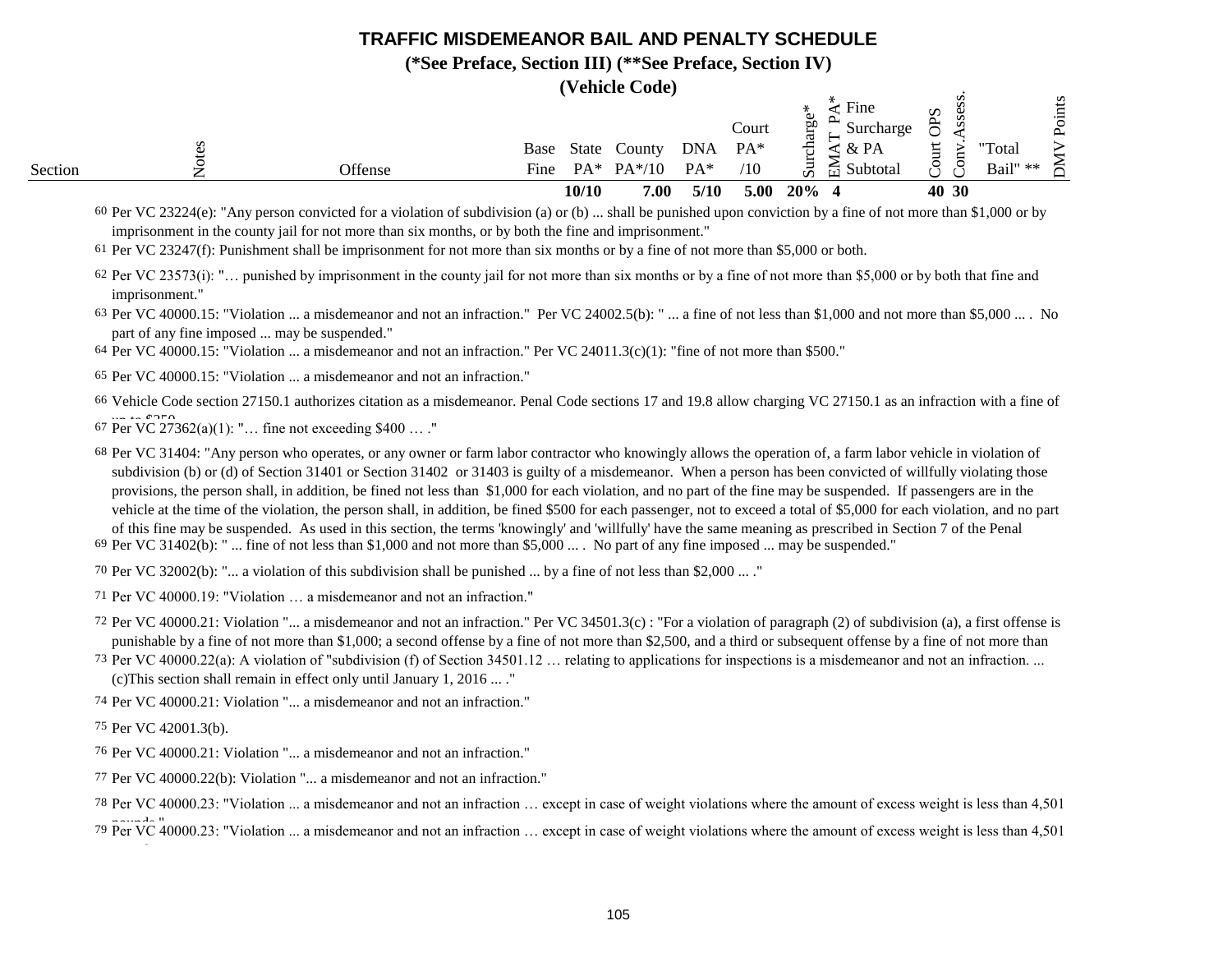# TRAFFIC MISDEMEANOR BAIL AND PENALTY SCHEDULE

**(*See Preface, Section III) (**See Preface, Section IV)**

**(Vehicle Code)**

| Section | Notes | Offense | Base Fine | State PA* | County PA*/10 | DNA PA* | Court PA* /10 | Surcharge* | EMAT PA* | Fine Surcharge & PA Subtotal | Court OPS | Conv.Assess. | "Total Bail" ** | DMV Points |
|---|---|---|---|---|---|---|---|---|---|---|---|---|---|---|
| | | | | **10/10** | **7.00** | **5/10** | **5.00** | **20%** | **4** | | **40** | **30** | | |

60 Per VC 23224(e): "Any person convicted for a violation of subdivision (a) or (b) ... shall be punished upon conviction by a fine of not more than $1,000 or by imprisonment in the county jail for not more than six months, or by both the fine and imprisonment."

61 Per VC 23247(f): Punishment shall be imprisonment for not more than six months or by a fine of not more than $5,000 or both.

62 Per VC 23573(i): "… punished by imprisonment in the county jail for not more than six months or by a fine of not more than $5,000 or by both that fine and imprisonment."

63 Per VC 40000.15: "Violation ... a misdemeanor and not an infraction." Per VC 24002.5(b): " ... a fine of not less than $1,000 and not more than $5,000 ... . No part of any fine imposed ... may be suspended."

64 Per VC 40000.15: "Violation ... a misdemeanor and not an infraction." Per VC 24011.3(c)(1): "fine of not more than $500."

65 Per VC 40000.15: "Violation ... a misdemeanor and not an infraction."

66 Vehicle Code section 27150.1 authorizes citation as a misdemeanor. Penal Code sections 17 and 19.8 allow charging VC 27150.1 as an infraction with a fine of up to $250

67 Per VC 27362(a)(1): "… fine not exceeding $400 … ."

68 Per VC 31404: "Any person who operates, or any owner or farm labor contractor who knowingly allows the operation of, a farm labor vehicle in violation of subdivision (b) or (d) of Section 31401 or Section 31402 or 31403 is guilty of a misdemeanor. When a person has been convicted of willfully violating those provisions, the person shall, in addition, be fined not less than $1,000 for each violation, and no part of the fine may be suspended. If passengers are in the vehicle at the time of the violation, the person shall, in addition, be fined $500 for each passenger, not to exceed a total of $5,000 for each violation, and no part of this fine may be suspended. As used in this section, the terms 'knowingly' and 'willfully' have the same meaning as prescribed in Section 7 of the Penal

69 Per VC 31402(b): " ... fine of not less than $1,000 and not more than $5,000 ... . No part of any fine imposed ... may be suspended."

70 Per VC 32002(b): "... a violation of this subdivision shall be punished ... by a fine of not less than $2,000 ... ."

71 Per VC 40000.19: "Violation … a misdemeanor and not an infraction."

72 Per VC 40000.21: Violation "... a misdemeanor and not an infraction." Per VC 34501.3(c) : "For a violation of paragraph (2) of subdivision (a), a first offense is punishable by a fine of not more than $1,000; a second offense by a fine of not more than $2,500, and a third or subsequent offense by a fine of not more than

73 Per VC 40000.22(a): A violation of "subdivision (f) of Section 34501.12 … relating to applications for inspections is a misdemeanor and not an infraction. ... (c)This section shall remain in effect only until January 1, 2016 ... ."

74 Per VC 40000.21: Violation "... a misdemeanor and not an infraction."

75 Per VC 42001.3(b).

76 Per VC 40000.21: Violation "... a misdemeanor and not an infraction."

77 Per VC 40000.22(b): Violation "... a misdemeanor and not an infraction."

78 Per VC 40000.23: "Violation ... a misdemeanor and not an infraction … except in case of weight violations where the amount of excess weight is less than 4,501 pounds."

79 Per VC 40000.23: "Violation ... a misdemeanor and not an infraction … except in case of weight violations where the amount of excess weight is less than 4,501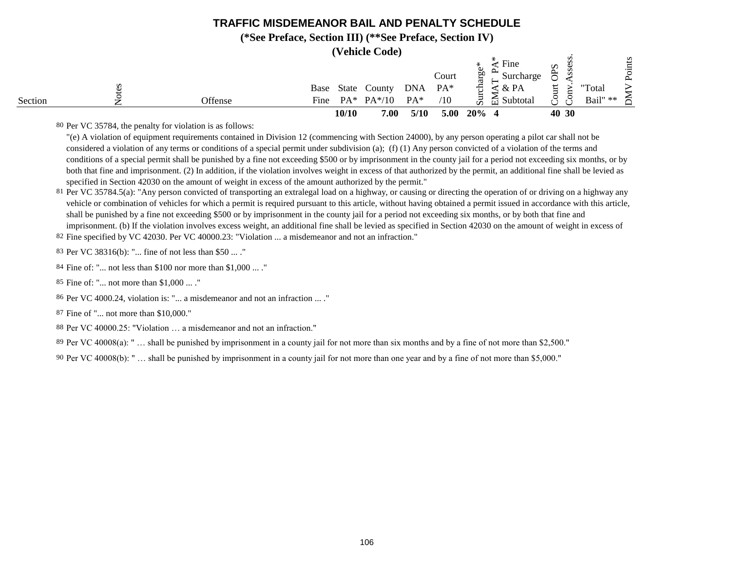# TRAFFIC MISDEMEANOR BAIL AND PENALTY SCHEDULE

**(*See Preface, Section III) (**See Preface, Section IV)**

**(Vehicle Code)**

| Section | Notes | Offense | Base Fine | State PA* | County PA*/10 | DNA PA* | Court PA* /10 | Surcharge* | EMAT PA* | Fine Surcharge & PA Subtotal | Court OPS | Conv.Assess. | "Total Bail" ** | DMV Points |
|---|---|---|---|---|---|---|---|---|---|---|---|---|---|---|
| | | | | **10/10** | **7.00** | **5/10** | **5.00** | **20%** | **4** | | **40** | **30** | | |

80 Per VC 35784, the penalty for violation is as follows:
"(e) A violation of equipment requirements contained in Division 12 (commencing with Section 24000), by any person operating a pilot car shall not be considered a violation of any terms or conditions of a special permit under subdivision (a); (f) (1) Any person convicted of a violation of the terms and conditions of a special permit shall be punished by a fine not exceeding $500 or by imprisonment in the county jail for a period not exceeding six months, or by both that fine and imprisonment. (2) In addition, if the violation involves weight in excess of that authorized by the permit, an additional fine shall be levied as specified in Section 42030 on the amount of weight in excess of the amount authorized by the permit."

81 Per VC 35784.5(a): "Any person convicted of transporting an extralegal load on a highway, or causing or directing the operation of or driving on a highway any vehicle or combination of vehicles for which a permit is required pursuant to this article, without having obtained a permit issued in accordance with this article, shall be punished by a fine not exceeding $500 or by imprisonment in the county jail for a period not exceeding six months, or by both that fine and imprisonment. (b) If the violation involves excess weight, an additional fine shall be levied as specified in Section 42030 on the amount of weight in excess of

82 Fine specified by VC 42030. Per VC 40000.23: "Violation ... a misdemeanor and not an infraction."

83 Per VC 38316(b): "... fine of not less than $50 ... ."

84 Fine of: "... not less than $100 nor more than $1,000 ... ."

85 Fine of: "... not more than $1,000 ... ."

86 Per VC 4000.24, violation is: "... a misdemeanor and not an infraction ... ."

87 Fine of "... not more than $10,000."

88 Per VC 40000.25: "Violation … a misdemeanor and not an infraction."

89 Per VC 40008(a): " … shall be punished by imprisonment in a county jail for not more than six months and by a fine of not more than $2,500."

90 Per VC 40008(b): " … shall be punished by imprisonment in a county jail for not more than one year and by a fine of not more than $5,000."